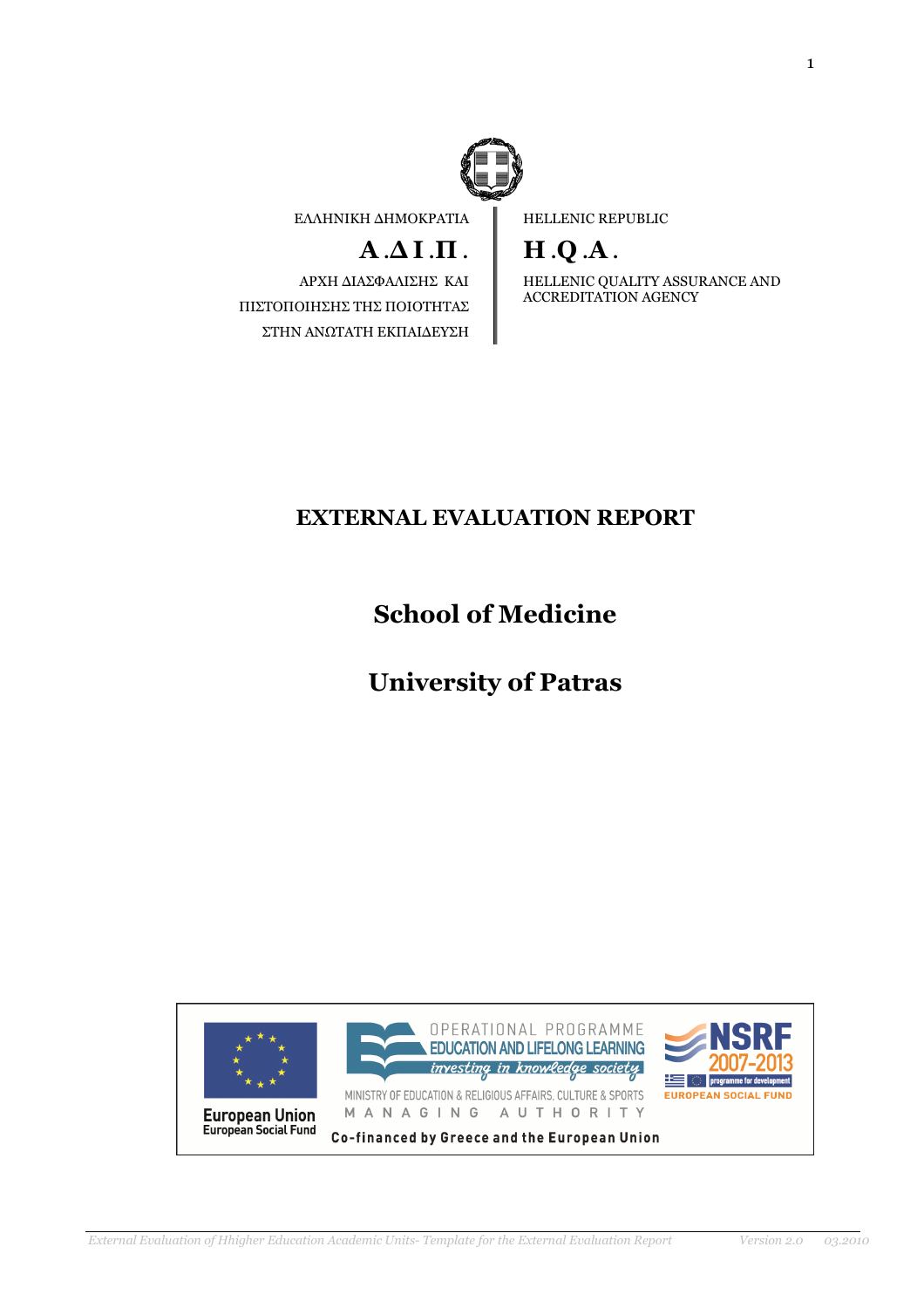ΕΛΛΗΝΙΚΗ ΔΗΜΟΚΡΑΤΙΑ

**Α.ΔΙ.Π.**

ΑΡΧΗ ΔΙΑΣΦΑΛΙΣΗΣ ΚΑΙ ΠΙΣΤΟΠΟΙΗΣΗΣ ΤΗΣ ΠΟΙΟΤΗΤΑΣ ΣΤΗΝ ΑΝΩΤΑΤΗ ΕΚΠΑΙΔΕΥΣΗ

HELLENIC REPUBLIC

**H.Q.A.**

HELLENIC QUALITY ASSURANCE AND ACCREDITATION AGENCY

# EXTERNAL EVALUATION REPORT

# School of Medicine

# University of Patras

European Union
European Social Fund

OPERATIONAL PROGRAMME
EDUCATION AND LIFELONG LEARNING
investing in knowledge society

MINISTRY OF EDUCATION & RELIGIOUS AFFAIRS, CULTURE & SPORTS
MANAGING AUTHORITY

NSRF 2007-2013
programme for development
EUROPEAN SOCIAL FUND

Co-financed by Greece and the European Union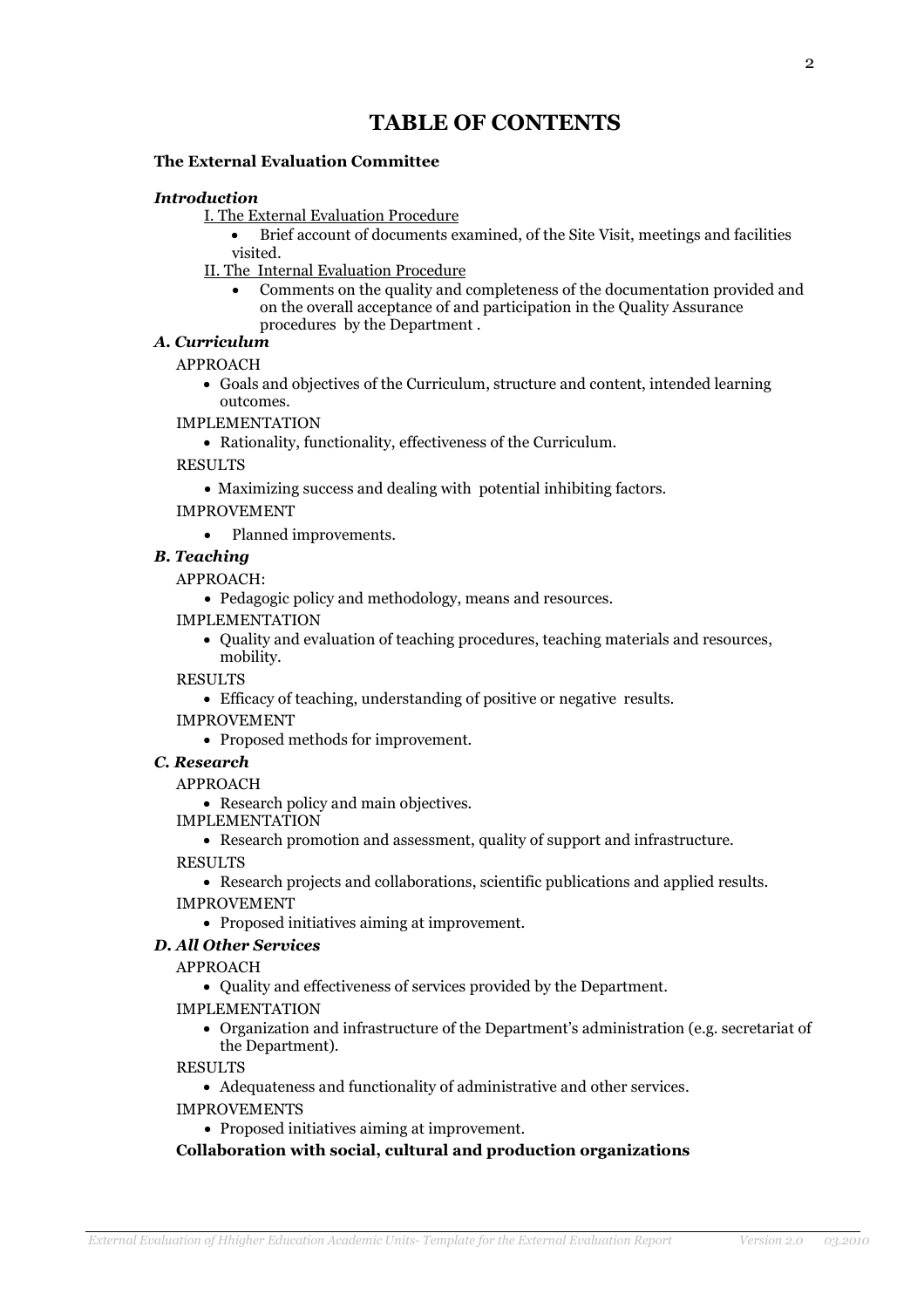# TABLE OF CONTENTS

**The External Evaluation Committee**

***Introduction***

I. The External Evaluation Procedure

- Brief account of documents examined, of the Site Visit, meetings and facilities visited.

II. The Internal Evaluation Procedure

- Comments on the quality and completeness of the documentation provided and on the overall acceptance of and participation in the Quality Assurance procedures by the Department .

***A. Curriculum***

APPROACH

- Goals and objectives of the Curriculum, structure and content, intended learning outcomes.

IMPLEMENTATION

- Rationality, functionality, effectiveness of the Curriculum.

RESULTS

- Maximizing success and dealing with potential inhibiting factors.

IMPROVEMENT

- Planned improvements.

***B. Teaching***

APPROACH:

- Pedagogic policy and methodology, means and resources.

IMPLEMENTATION

- Quality and evaluation of teaching procedures, teaching materials and resources, mobility.

RESULTS

- Efficacy of teaching, understanding of positive or negative results.

IMPROVEMENT

- Proposed methods for improvement.

***C. Research***

APPROACH

- Research policy and main objectives.

IMPLEMENTATION

- Research promotion and assessment, quality of support and infrastructure.

RESULTS

- Research projects and collaborations, scientific publications and applied results.

IMPROVEMENT

- Proposed initiatives aiming at improvement.

***D. All Other Services***

APPROACH

- Quality and effectiveness of services provided by the Department.

IMPLEMENTATION

- Organization and infrastructure of the Department's administration (e.g. secretariat of the Department).

RESULTS

- Adequateness and functionality of administrative and other services.

IMPROVEMENTS

- Proposed initiatives aiming at improvement.

**Collaboration with social, cultural and production organizations**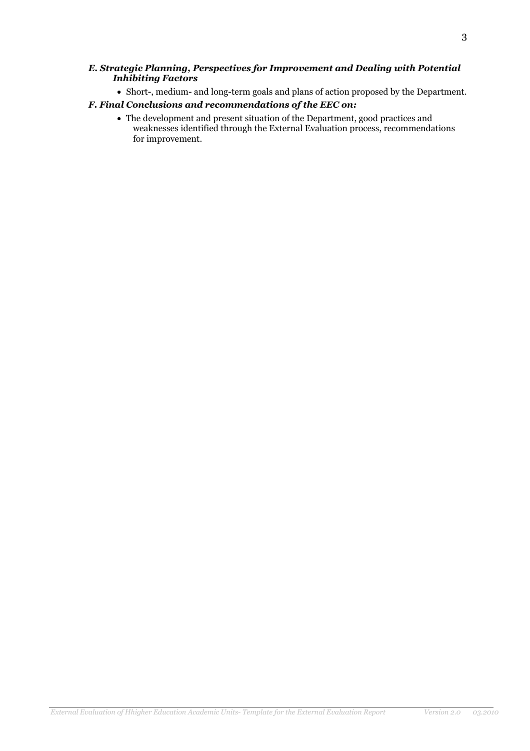### *E. Strategic Planning, Perspectives for Improvement and Dealing with Potential Inhibiting Factors*

- Short-, medium- and long-term goals and plans of action proposed by the Department.

### *F. Final Conclusions and recommendations of the EEC on:*

- The development and present situation of the Department, good practices and weaknesses identified through the External Evaluation process, recommendations for improvement.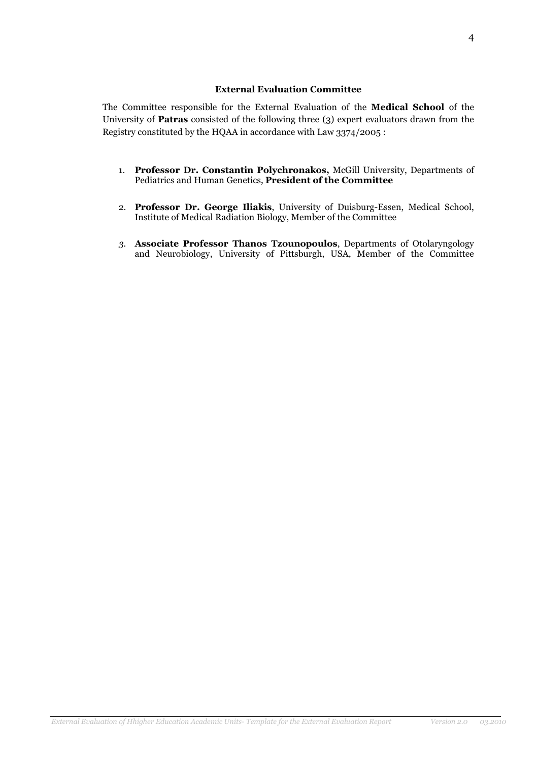**External Evaluation Committee**

The Committee responsible for the External Evaluation of the **Medical School** of the University of **Patras** consisted of the following three (3) expert evaluators drawn from the Registry constituted by the HQAA in accordance with Law 3374/2005 :

1. **Professor Dr. Constantin Polychronakos,** McGill University, Departments of Pediatrics and Human Genetics, **President of the Committee**

2. **Professor Dr. George Iliakis**, University of Duisburg-Essen, Medical School, Institute of Medical Radiation Biology, Member of the Committee

3. **Associate Professor Thanos Tzounopoulos**, Departments of Otolaryngology and Neurobiology, University of Pittsburgh, USA, Member of the Committee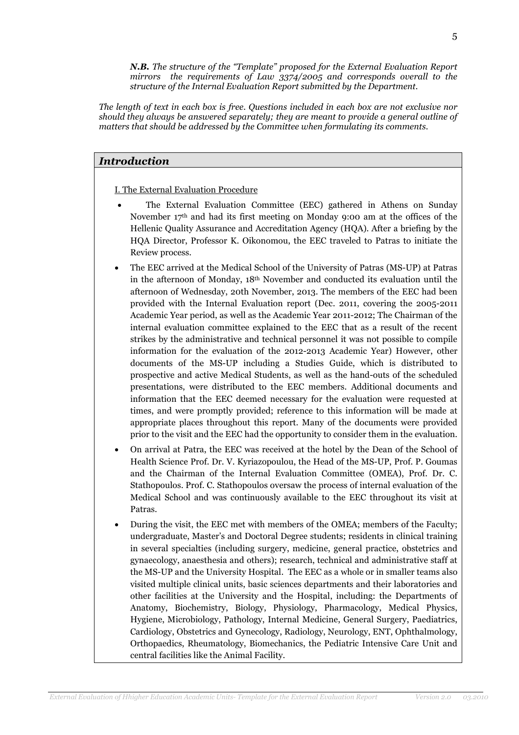*N.B. The structure of the "Template" proposed for the External Evaluation Report mirrors the requirements of Law 3374/2005 and corresponds overall to the structure of the Internal Evaluation Report submitted by the Department.*

*The length of text in each box is free. Questions included in each box are not exclusive nor should they always be answered separately; they are meant to provide a general outline of matters that should be addressed by the Committee when formulating its comments.*

## *Introduction*

I. The External Evaluation Procedure

- The External Evaluation Committee (EEC) gathered in Athens on Sunday November 17th and had its first meeting on Monday 9:00 am at the offices of the Hellenic Quality Assurance and Accreditation Agency (HQA). After a briefing by the HQA Director, Professor K. Oikonomou, the EEC traveled to Patras to initiate the Review process.
- The EEC arrived at the Medical School of the University of Patras (MS-UP) at Patras in the afternoon of Monday, 18th November and conducted its evaluation until the afternoon of Wednesday, 20th November, 2013. The members of the EEC had been provided with the Internal Evaluation report (Dec. 2011, covering the 2005-2011 Academic Year period, as well as the Academic Year 2011-2012; The Chairman of the internal evaluation committee explained to the EEC that as a result of the recent strikes by the administrative and technical personnel it was not possible to compile information for the evaluation of the 2012-2013 Academic Year) However, other documents of the MS-UP including a Studies Guide, which is distributed to prospective and active Medical Students, as well as the hand-outs of the scheduled presentations, were distributed to the EEC members. Additional documents and information that the EEC deemed necessary for the evaluation were requested at times, and were promptly provided; reference to this information will be made at appropriate places throughout this report. Many of the documents were provided prior to the visit and the EEC had the opportunity to consider them in the evaluation.
- On arrival at Patra, the EEC was received at the hotel by the Dean of the School of Health Science Prof. Dr. V. Kyriazopoulou, the Head of the MS-UP, Prof. P. Goumas and the Chairman of the Internal Evaluation Committee (OMEA), Prof. Dr. C. Stathopoulos. Prof. C. Stathopoulos oversaw the process of internal evaluation of the Medical School and was continuously available to the EEC throughout its visit at Patras.
- During the visit, the EEC met with members of the OMEA; members of the Faculty; undergraduate, Master's and Doctoral Degree students; residents in clinical training in several specialties (including surgery, medicine, general practice, obstetrics and gynaecology, anaesthesia and others); research, technical and administrative staff at the MS-UP and the University Hospital. The EEC as a whole or in smaller teams also visited multiple clinical units, basic sciences departments and their laboratories and other facilities at the University and the Hospital, including: the Departments of Anatomy, Biochemistry, Biology, Physiology, Pharmacology, Medical Physics, Hygiene, Microbiology, Pathology, Internal Medicine, General Surgery, Paediatrics, Cardiology, Obstetrics and Gynecology, Radiology, Neurology, ENT, Ophthalmology, Orthopaedics, Rheumatology, Biomechanics, the Pediatric Intensive Care Unit and central facilities like the Animal Facility.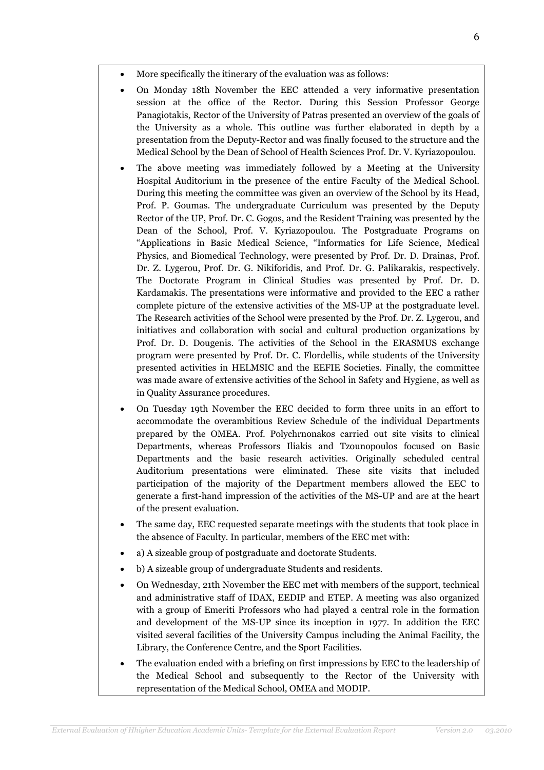- More specifically the itinerary of the evaluation was as follows:
- On Monday 18th November the EEC attended a very informative presentation session at the office of the Rector. During this Session Professor George Panagiotakis, Rector of the University of Patras presented an overview of the goals of the University as a whole. This outline was further elaborated in depth by a presentation from the Deputy-Rector and was finally focused to the structure and the Medical School by the Dean of School of Health Sciences Prof. Dr. V. Kyriazopoulou.
- The above meeting was immediately followed by a Meeting at the University Hospital Auditorium in the presence of the entire Faculty of the Medical School. During this meeting the committee was given an overview of the School by its Head, Prof. P. Goumas. The undergraduate Curriculum was presented by the Deputy Rector of the UP, Prof. Dr. C. Gogos, and the Resident Training was presented by the Dean of the School, Prof. V. Kyriazopoulou. The Postgraduate Programs on "Applications in Basic Medical Science, "Informatics for Life Science, Medical Physics, and Biomedical Technology, were presented by Prof. Dr. D. Drainas, Prof. Dr. Z. Lygerou, Prof. Dr. G. Nikiforidis, and Prof. Dr. G. Palikarakis, respectively. The Doctorate Program in Clinical Studies was presented by Prof. Dr. D. Kardamakis. The presentations were informative and provided to the EEC a rather complete picture of the extensive activities of the MS-UP at the postgraduate level. The Research activities of the School were presented by the Prof. Dr. Z. Lygerou, and initiatives and collaboration with social and cultural production organizations by Prof. Dr. D. Dougenis. The activities of the School in the ERASMUS exchange program were presented by Prof. Dr. C. Flordellis, while students of the University presented activities in HELMSIC and the EEFIE Societies. Finally, the committee was made aware of extensive activities of the School in Safety and Hygiene, as well as in Quality Assurance procedures.
- On Tuesday 19th November the EEC decided to form three units in an effort to accommodate the overambitious Review Schedule of the individual Departments prepared by the OMEA. Prof. Polychrnonakos carried out site visits to clinical Departments, whereas Professors Iliakis and Tzounopoulos focused on Basic Departments and the basic research activities. Originally scheduled central Auditorium presentations were eliminated. These site visits that included participation of the majority of the Department members allowed the EEC to generate a first-hand impression of the activities of the MS-UP and are at the heart of the present evaluation.
- The same day, EEC requested separate meetings with the students that took place in the absence of Faculty. In particular, members of the EEC met with:
- a) A sizeable group of postgraduate and doctorate Students.
- b) A sizeable group of undergraduate Students and residents.
- On Wednesday, 21th November the EEC met with members of the support, technical and administrative staff of IDAX, EEDIP and ETEP. A meeting was also organized with a group of Emeriti Professors who had played a central role in the formation and development of the MS-UP since its inception in 1977. In addition the EEC visited several facilities of the University Campus including the Animal Facility, the Library, the Conference Centre, and the Sport Facilities.
- The evaluation ended with a briefing on first impressions by EEC to the leadership of the Medical School and subsequently to the Rector of the University with representation of the Medical School, OMEA and MODIP.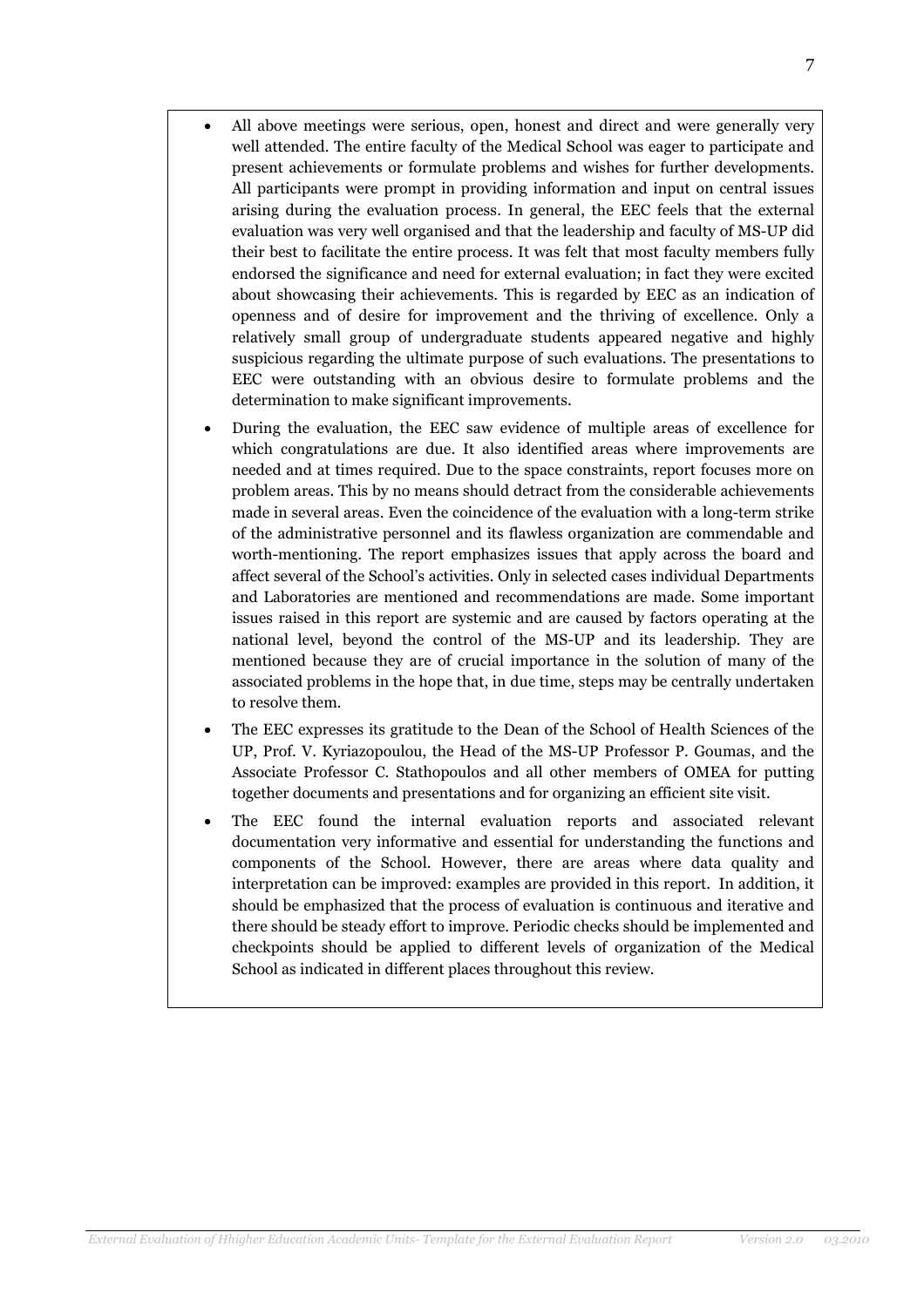- All above meetings were serious, open, honest and direct and were generally very well attended. The entire faculty of the Medical School was eager to participate and present achievements or formulate problems and wishes for further developments. All participants were prompt in providing information and input on central issues arising during the evaluation process. In general, the EEC feels that the external evaluation was very well organised and that the leadership and faculty of MS-UP did their best to facilitate the entire process. It was felt that most faculty members fully endorsed the significance and need for external evaluation; in fact they were excited about showcasing their achievements. This is regarded by EEC as an indication of openness and of desire for improvement and the thriving of excellence. Only a relatively small group of undergraduate students appeared negative and highly suspicious regarding the ultimate purpose of such evaluations. The presentations to EEC were outstanding with an obvious desire to formulate problems and the determination to make significant improvements.
- During the evaluation, the EEC saw evidence of multiple areas of excellence for which congratulations are due. It also identified areas where improvements are needed and at times required. Due to the space constraints, report focuses more on problem areas. This by no means should detract from the considerable achievements made in several areas. Even the coincidence of the evaluation with a long-term strike of the administrative personnel and its flawless organization are commendable and worth-mentioning. The report emphasizes issues that apply across the board and affect several of the School's activities. Only in selected cases individual Departments and Laboratories are mentioned and recommendations are made. Some important issues raised in this report are systemic and are caused by factors operating at the national level, beyond the control of the MS-UP and its leadership. They are mentioned because they are of crucial importance in the solution of many of the associated problems in the hope that, in due time, steps may be centrally undertaken to resolve them.
- The EEC expresses its gratitude to the Dean of the School of Health Sciences of the UP, Prof. V. Kyriazopoulou, the Head of the MS-UP Professor P. Goumas, and the Associate Professor C. Stathopoulos and all other members of OMEA for putting together documents and presentations and for organizing an efficient site visit.
- The EEC found the internal evaluation reports and associated relevant documentation very informative and essential for understanding the functions and components of the School. However, there are areas where data quality and interpretation can be improved: examples are provided in this report. In addition, it should be emphasized that the process of evaluation is continuous and iterative and there should be steady effort to improve. Periodic checks should be implemented and checkpoints should be applied to different levels of organization of the Medical School as indicated in different places throughout this review.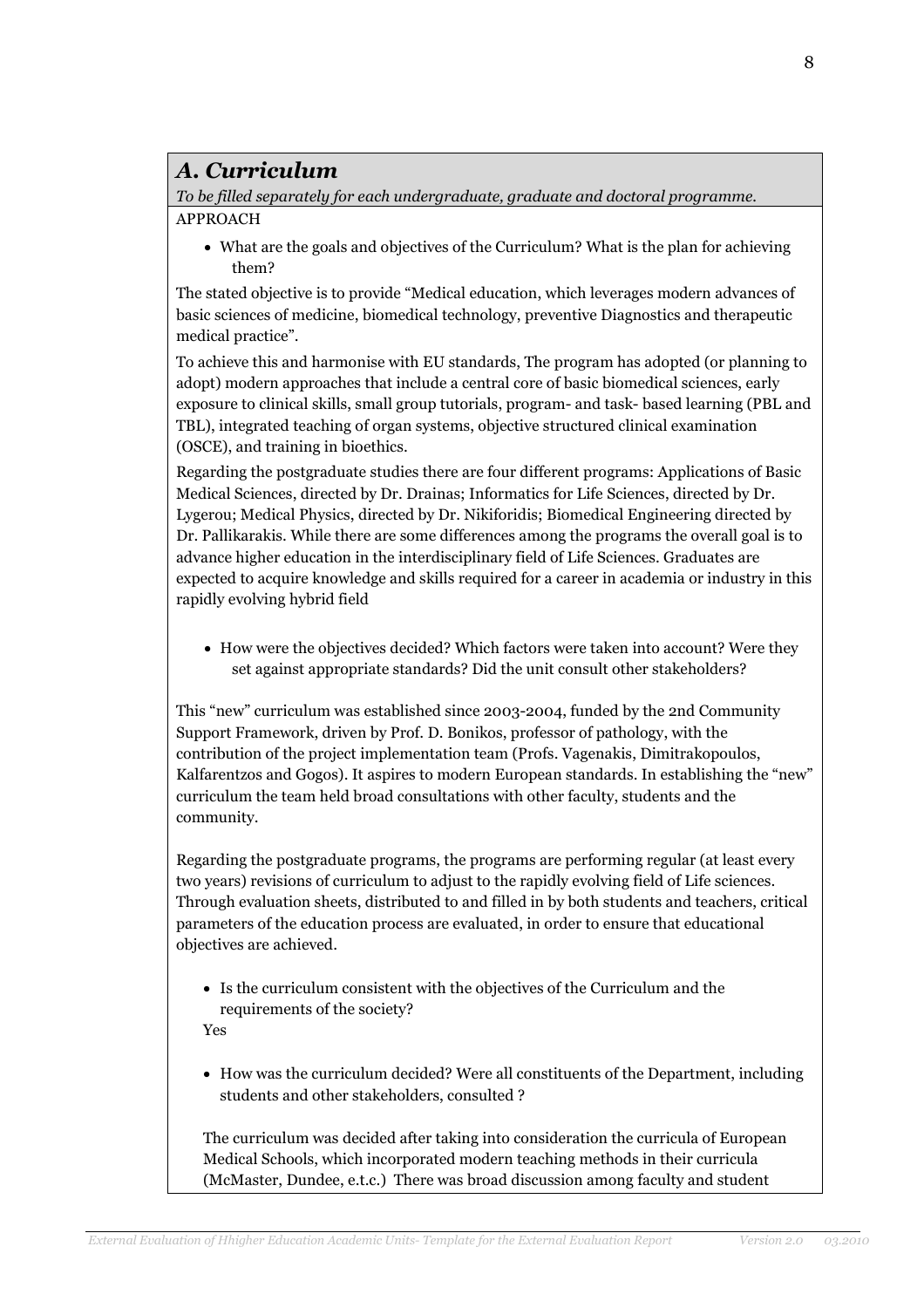## *A. Curriculum*

*To be filled separately for each undergraduate, graduate and doctoral programme.*

APPROACH

- What are the goals and objectives of the Curriculum? What is the plan for achieving them?

The stated objective is to provide "Medical education, which leverages modern advances of basic sciences of medicine, biomedical technology, preventive Diagnostics and therapeutic medical practice".

To achieve this and harmonise with EU standards, The program has adopted (or planning to adopt) modern approaches that include a central core of basic biomedical sciences, early exposure to clinical skills, small group tutorials, program- and task- based learning (PBL and TBL), integrated teaching of organ systems, objective structured clinical examination (OSCE), and training in bioethics.

Regarding the postgraduate studies there are four different programs: Applications of Basic Medical Sciences, directed by Dr. Drainas; Informatics for Life Sciences, directed by Dr. Lygerou; Medical Physics, directed by Dr. Nikiforidis; Biomedical Engineering directed by Dr. Pallikarakis. While there are some differences among the programs the overall goal is to advance higher education in the interdisciplinary field of Life Sciences. Graduates are expected to acquire knowledge and skills required for a career in academia or industry in this rapidly evolving hybrid field

- How were the objectives decided? Which factors were taken into account? Were they set against appropriate standards? Did the unit consult other stakeholders?

This "new" curriculum was established since 2003-2004, funded by the 2nd Community Support Framework, driven by Prof. D. Bonikos, professor of pathology, with the contribution of the project implementation team (Profs. Vagenakis, Dimitrakopoulos, Kalfarentzos and Gogos). It aspires to modern European standards. In establishing the "new" curriculum the team held broad consultations with other faculty, students and the community.

Regarding the postgraduate programs, the programs are performing regular (at least every two years) revisions of curriculum to adjust to the rapidly evolving field of Life sciences. Through evaluation sheets, distributed to and filled in by both students and teachers, critical parameters of the education process are evaluated, in order to ensure that educational objectives are achieved.

- Is the curriculum consistent with the objectives of the Curriculum and the requirements of the society?

Yes

- How was the curriculum decided? Were all constituents of the Department, including students and other stakeholders, consulted ?

The curriculum was decided after taking into consideration the curricula of European Medical Schools, which incorporated modern teaching methods in their curricula (McMaster, Dundee, e.t.c.) There was broad discussion among faculty and student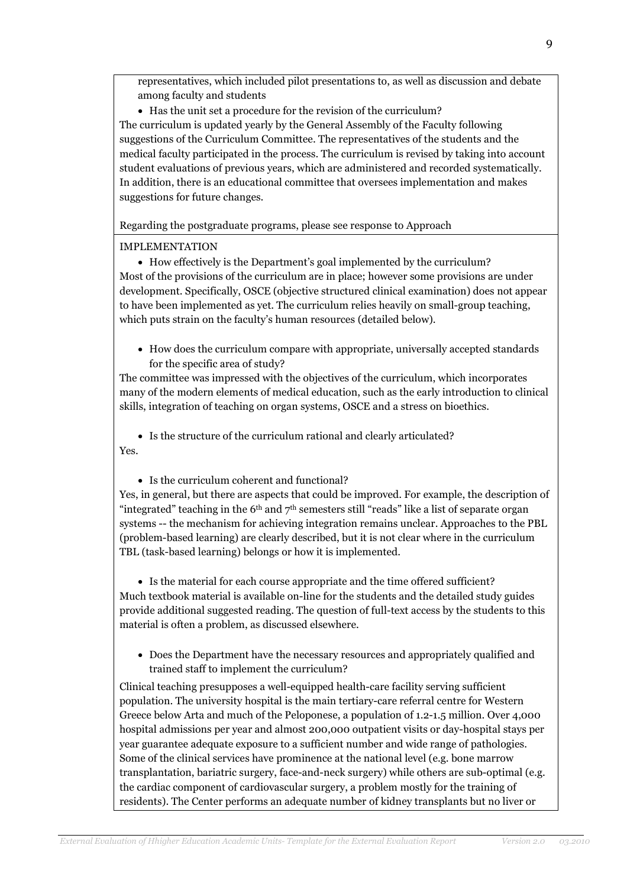representatives, which included pilot presentations to, as well as discussion and debate among faculty and students

- Has the unit set a procedure for the revision of the curriculum?

The curriculum is updated yearly by the General Assembly of the Faculty following suggestions of the Curriculum Committee. The representatives of the students and the medical faculty participated in the process. The curriculum is revised by taking into account student evaluations of previous years, which are administered and recorded systematically. In addition, there is an educational committee that oversees implementation and makes suggestions for future changes.

Regarding the postgraduate programs, please see response to Approach

IMPLEMENTATION

- How effectively is the Department's goal implemented by the curriculum?

Most of the provisions of the curriculum are in place; however some provisions are under development. Specifically, OSCE (objective structured clinical examination) does not appear to have been implemented as yet. The curriculum relies heavily on small-group teaching, which puts strain on the faculty's human resources (detailed below).

- How does the curriculum compare with appropriate, universally accepted standards for the specific area of study?

The committee was impressed with the objectives of the curriculum, which incorporates many of the modern elements of medical education, such as the early introduction to clinical skills, integration of teaching on organ systems, OSCE and a stress on bioethics.

- Is the structure of the curriculum rational and clearly articulated?

Yes.

- Is the curriculum coherent and functional?

Yes, in general, but there are aspects that could be improved. For example, the description of "integrated" teaching in the 6th and 7th semesters still "reads" like a list of separate organ systems -- the mechanism for achieving integration remains unclear. Approaches to the PBL (problem-based learning) are clearly described, but it is not clear where in the curriculum TBL (task-based learning) belongs or how it is implemented.

- Is the material for each course appropriate and the time offered sufficient?

Much textbook material is available on-line for the students and the detailed study guides provide additional suggested reading. The question of full-text access by the students to this material is often a problem, as discussed elsewhere.

- Does the Department have the necessary resources and appropriately qualified and trained staff to implement the curriculum?

Clinical teaching presupposes a well-equipped health-care facility serving sufficient population. The university hospital is the main tertiary-care referral centre for Western Greece below Arta and much of the Peloponese, a population of 1.2-1.5 million. Over 4,000 hospital admissions per year and almost 200,000 outpatient visits or day-hospital stays per year guarantee adequate exposure to a sufficient number and wide range of pathologies. Some of the clinical services have prominence at the national level (e.g. bone marrow transplantation, bariatric surgery, face-and-neck surgery) while others are sub-optimal (e.g. the cardiac component of cardiovascular surgery, a problem mostly for the training of residents). The Center performs an adequate number of kidney transplants but no liver or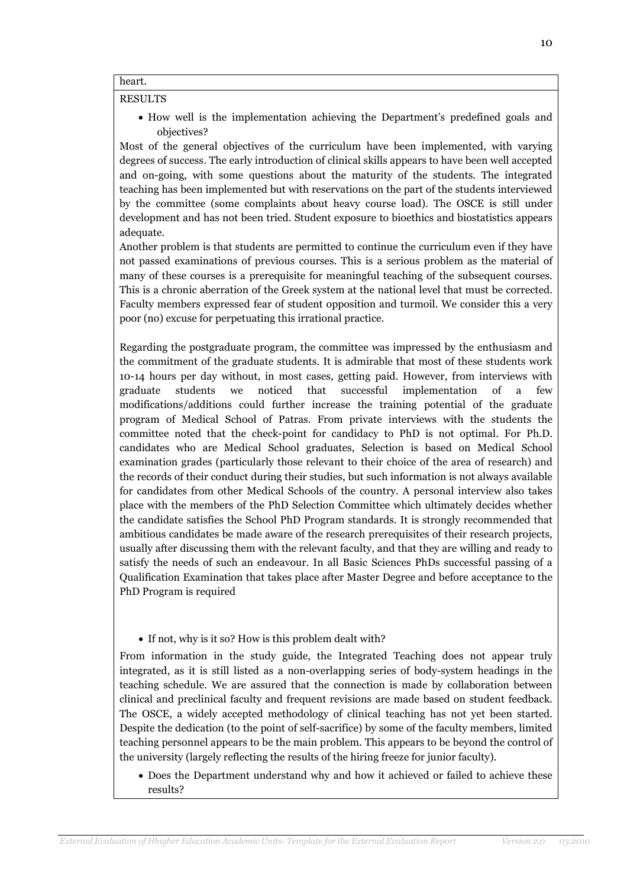heart.

RESULTS

- How well is the implementation achieving the Department's predefined goals and objectives?

Most of the general objectives of the curriculum have been implemented, with varying degrees of success. The early introduction of clinical skills appears to have been well accepted and on-going, with some questions about the maturity of the students. The integrated teaching has been implemented but with reservations on the part of the students interviewed by the committee (some complaints about heavy course load). The OSCE is still under development and has not been tried. Student exposure to bioethics and biostatistics appears adequate.

Another problem is that students are permitted to continue the curriculum even if they have not passed examinations of previous courses. This is a serious problem as the material of many of these courses is a prerequisite for meaningful teaching of the subsequent courses. This is a chronic aberration of the Greek system at the national level that must be corrected. Faculty members expressed fear of student opposition and turmoil. We consider this a very poor (no) excuse for perpetuating this irrational practice.

Regarding the postgraduate program, the committee was impressed by the enthusiasm and the commitment of the graduate students. It is admirable that most of these students work 10-14 hours per day without, in most cases, getting paid. However, from interviews with graduate students we noticed that successful implementation of a few modifications/additions could further increase the training potential of the graduate program of Medical School of Patras. From private interviews with the students the committee noted that the check-point for candidacy to PhD is not optimal. For Ph.D. candidates who are Medical School graduates, Selection is based on Medical School examination grades (particularly those relevant to their choice of the area of research) and the records of their conduct during their studies, but such information is not always available for candidates from other Medical Schools of the country. A personal interview also takes place with the members of the PhD Selection Committee which ultimately decides whether the candidate satisfies the School PhD Program standards. It is strongly recommended that ambitious candidates be made aware of the research prerequisites of their research projects, usually after discussing them with the relevant faculty, and that they are willing and ready to satisfy the needs of such an endeavour. In all Basic Sciences PhDs successful passing of a Qualification Examination that takes place after Master Degree and before acceptance to the PhD Program is required

- If not, why is it so? How is this problem dealt with?

From information in the study guide, the Integrated Teaching does not appear truly integrated, as it is still listed as a non-overlapping series of body-system headings in the teaching schedule. We are assured that the connection is made by collaboration between clinical and preclinical faculty and frequent revisions are made based on student feedback. The OSCE, a widely accepted methodology of clinical teaching has not yet been started. Despite the dedication (to the point of self-sacrifice) by some of the faculty members, limited teaching personnel appears to be the main problem. This appears to be beyond the control of the university (largely reflecting the results of the hiring freeze for junior faculty).

- Does the Department understand why and how it achieved or failed to achieve these results?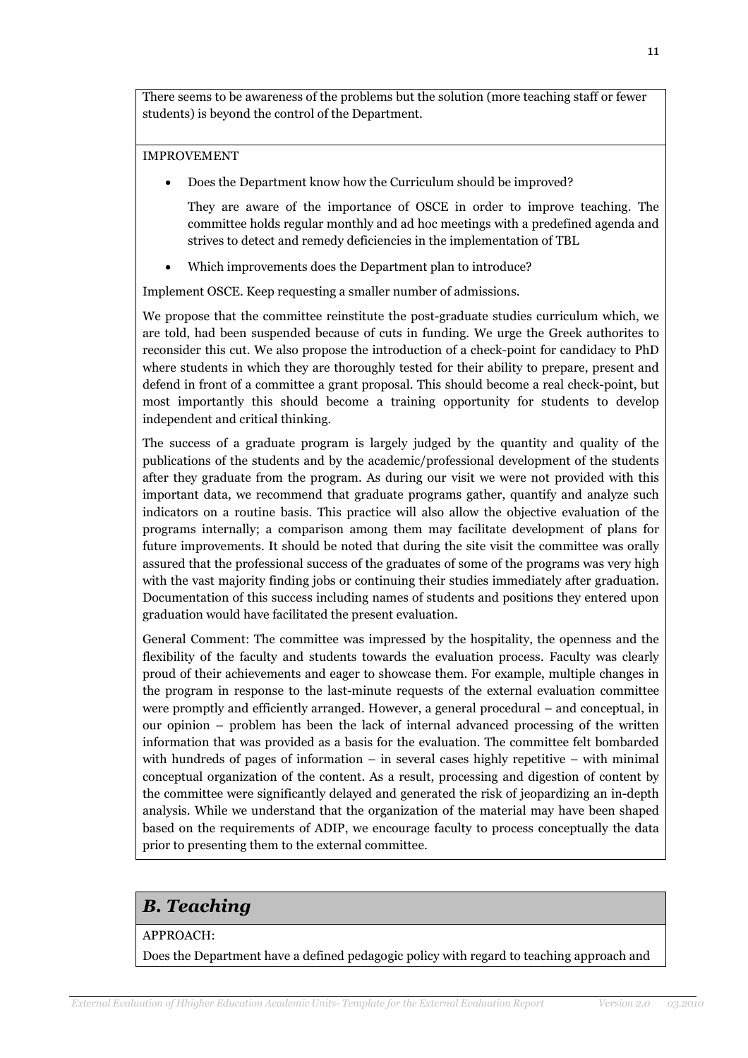There seems to be awareness of the problems but the solution (more teaching staff or fewer students) is beyond the control of the Department.

IMPROVEMENT

- Does the Department know how the Curriculum should be improved?

  They are aware of the importance of OSCE in order to improve teaching. The committee holds regular monthly and ad hoc meetings with a predefined agenda and strives to detect and remedy deficiencies in the implementation of TBL

- Which improvements does the Department plan to introduce?

Implement OSCE. Keep requesting a smaller number of admissions.

We propose that the committee reinstitute the post-graduate studies curriculum which, we are told, had been suspended because of cuts in funding. We urge the Greek authorites to reconsider this cut. We also propose the introduction of a check-point for candidacy to PhD where students in which they are thoroughly tested for their ability to prepare, present and defend in front of a committee a grant proposal. This should become a real check-point, but most importantly this should become a training opportunity for students to develop independent and critical thinking.

The success of a graduate program is largely judged by the quantity and quality of the publications of the students and by the academic/professional development of the students after they graduate from the program. As during our visit we were not provided with this important data, we recommend that graduate programs gather, quantify and analyze such indicators on a routine basis. This practice will also allow the objective evaluation of the programs internally; a comparison among them may facilitate development of plans for future improvements. It should be noted that during the site visit the committee was orally assured that the professional success of the graduates of some of the programs was very high with the vast majority finding jobs or continuing their studies immediately after graduation. Documentation of this success including names of students and positions they entered upon graduation would have facilitated the present evaluation.

General Comment: The committee was impressed by the hospitality, the openness and the flexibility of the faculty and students towards the evaluation process. Faculty was clearly proud of their achievements and eager to showcase them. For example, multiple changes in the program in response to the last-minute requests of the external evaluation committee were promptly and efficiently arranged. However, a general procedural – and conceptual, in our opinion – problem has been the lack of internal advanced processing of the written information that was provided as a basis for the evaluation. The committee felt bombarded with hundreds of pages of information – in several cases highly repetitive – with minimal conceptual organization of the content. As a result, processing and digestion of content by the committee were significantly delayed and generated the risk of jeopardizing an in-depth analysis. While we understand that the organization of the material may have been shaped based on the requirements of ADIP, we encourage faculty to process conceptually the data prior to presenting them to the external committee.

## *B. Teaching*

APPROACH:

Does the Department have a defined pedagogic policy with regard to teaching approach and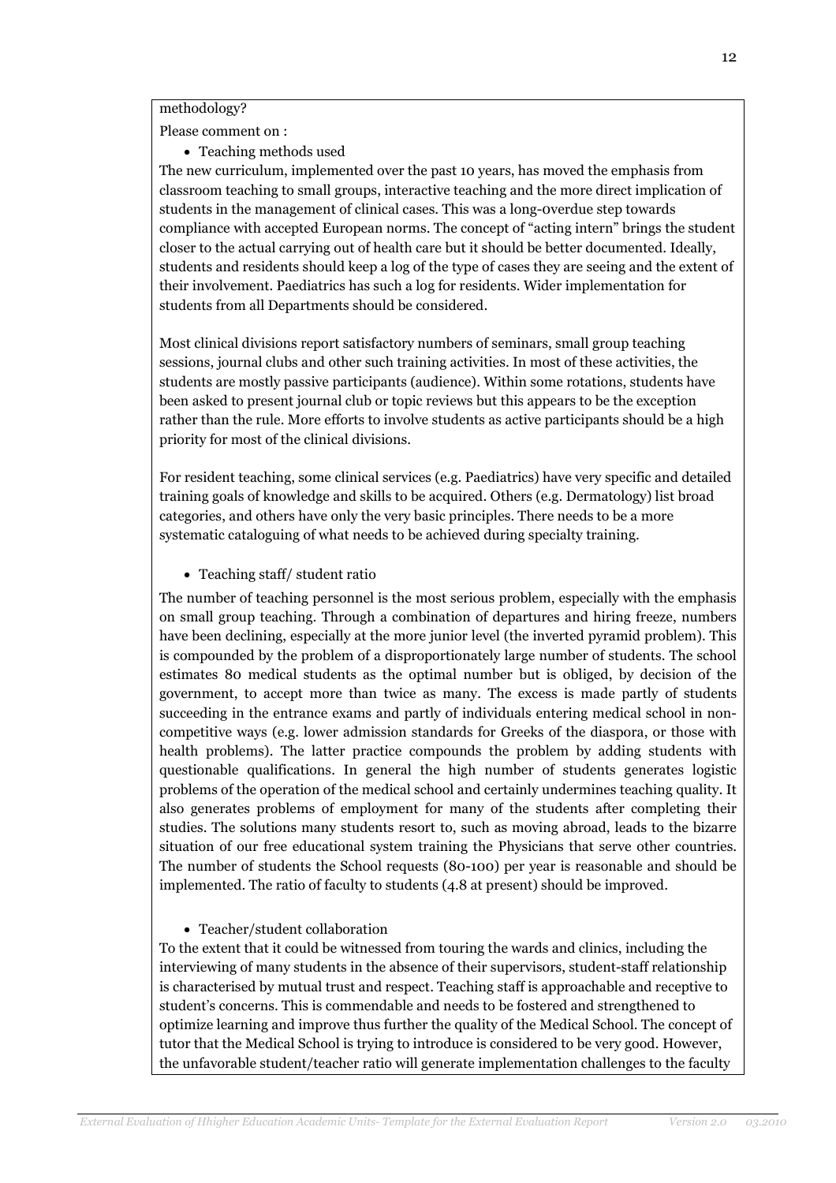methodology?

Please comment on :

- Teaching methods used

The new curriculum, implemented over the past 10 years, has moved the emphasis from classroom teaching to small groups, interactive teaching and the more direct implication of students in the management of clinical cases. This was a long-overdue step towards compliance with accepted European norms. The concept of "acting intern" brings the student closer to the actual carrying out of health care but it should be better documented. Ideally, students and residents should keep a log of the type of cases they are seeing and the extent of their involvement. Paediatrics has such a log for residents. Wider implementation for students from all Departments should be considered.

Most clinical divisions report satisfactory numbers of seminars, small group teaching sessions, journal clubs and other such training activities. In most of these activities, the students are mostly passive participants (audience). Within some rotations, students have been asked to present journal club or topic reviews but this appears to be the exception rather than the rule. More efforts to involve students as active participants should be a high priority for most of the clinical divisions.

For resident teaching, some clinical services (e.g. Paediatrics) have very specific and detailed training goals of knowledge and skills to be acquired. Others (e.g. Dermatology) list broad categories, and others have only the very basic principles. There needs to be a more systematic cataloguing of what needs to be achieved during specialty training.

- Teaching staff/ student ratio

The number of teaching personnel is the most serious problem, especially with the emphasis on small group teaching. Through a combination of departures and hiring freeze, numbers have been declining, especially at the more junior level (the inverted pyramid problem). This is compounded by the problem of a disproportionately large number of students. The school estimates 80 medical students as the optimal number but is obliged, by decision of the government, to accept more than twice as many. The excess is made partly of students succeeding in the entrance exams and partly of individuals entering medical school in non-competitive ways (e.g. lower admission standards for Greeks of the diaspora, or those with health problems). The latter practice compounds the problem by adding students with questionable qualifications. In general the high number of students generates logistic problems of the operation of the medical school and certainly undermines teaching quality. It also generates problems of employment for many of the students after completing their studies. The solutions many students resort to, such as moving abroad, leads to the bizarre situation of our free educational system training the Physicians that serve other countries. The number of students the School requests (80-100) per year is reasonable and should be implemented. The ratio of faculty to students (4.8 at present) should be improved.

- Teacher/student collaboration

To the extent that it could be witnessed from touring the wards and clinics, including the interviewing of many students in the absence of their supervisors, student-staff relationship is characterised by mutual trust and respect. Teaching staff is approachable and receptive to student's concerns. This is commendable and needs to be fostered and strengthened to optimize learning and improve thus further the quality of the Medical School. The concept of tutor that the Medical School is trying to introduce is considered to be very good. However, the unfavorable student/teacher ratio will generate implementation challenges to the faculty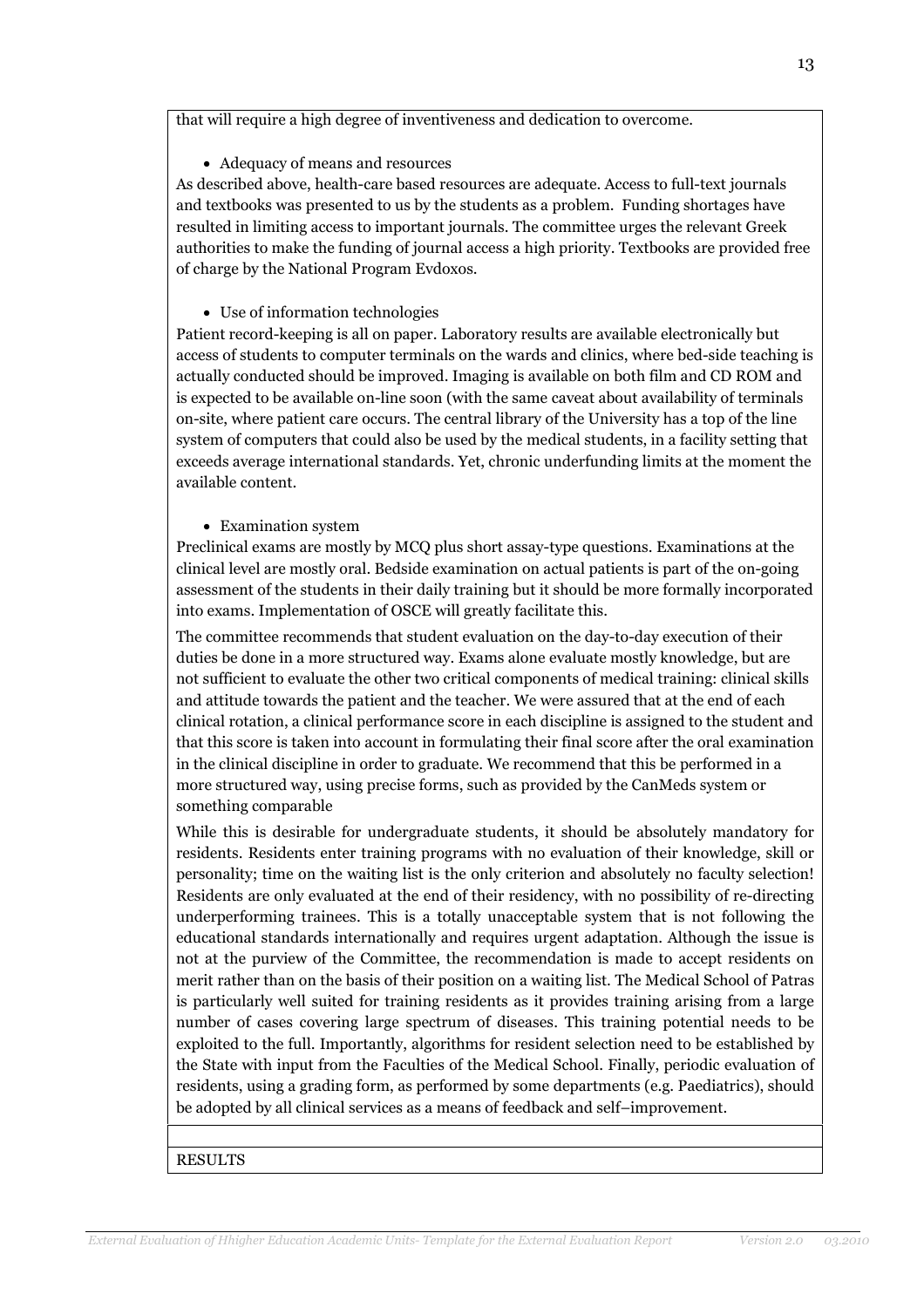that will require a high degree of inventiveness and dedication to overcome.

- Adequacy of means and resources

As described above, health-care based resources are adequate. Access to full-text journals and textbooks was presented to us by the students as a problem. Funding shortages have resulted in limiting access to important journals. The committee urges the relevant Greek authorities to make the funding of journal access a high priority. Textbooks are provided free of charge by the National Program Evdoxos.

- Use of information technologies

Patient record-keeping is all on paper. Laboratory results are available electronically but access of students to computer terminals on the wards and clinics, where bed-side teaching is actually conducted should be improved. Imaging is available on both film and CD ROM and is expected to be available on-line soon (with the same caveat about availability of terminals on-site, where patient care occurs. The central library of the University has a top of the line system of computers that could also be used by the medical students, in a facility setting that exceeds average international standards. Yet, chronic underfunding limits at the moment the available content.

- Examination system

Preclinical exams are mostly by MCQ plus short assay-type questions. Examinations at the clinical level are mostly oral. Bedside examination on actual patients is part of the on-going assessment of the students in their daily training but it should be more formally incorporated into exams. Implementation of OSCE will greatly facilitate this.

The committee recommends that student evaluation on the day-to-day execution of their duties be done in a more structured way. Exams alone evaluate mostly knowledge, but are not sufficient to evaluate the other two critical components of medical training: clinical skills and attitude towards the patient and the teacher. We were assured that at the end of each clinical rotation, a clinical performance score in each discipline is assigned to the student and that this score is taken into account in formulating their final score after the oral examination in the clinical discipline in order to graduate. We recommend that this be performed in a more structured way, using precise forms, such as provided by the CanMeds system or something comparable

While this is desirable for undergraduate students, it should be absolutely mandatory for residents. Residents enter training programs with no evaluation of their knowledge, skill or personality; time on the waiting list is the only criterion and absolutely no faculty selection! Residents are only evaluated at the end of their residency, with no possibility of re-directing underperforming trainees. This is a totally unacceptable system that is not following the educational standards internationally and requires urgent adaptation. Although the issue is not at the purview of the Committee, the recommendation is made to accept residents on merit rather than on the basis of their position on a waiting list. The Medical School of Patras is particularly well suited for training residents as it provides training arising from a large number of cases covering large spectrum of diseases. This training potential needs to be exploited to the full. Importantly, algorithms for resident selection need to be established by the State with input from the Faculties of the Medical School. Finally, periodic evaluation of residents, using a grading form, as performed by some departments (e.g. Paediatrics), should be adopted by all clinical services as a means of feedback and self–improvement.

RESULTS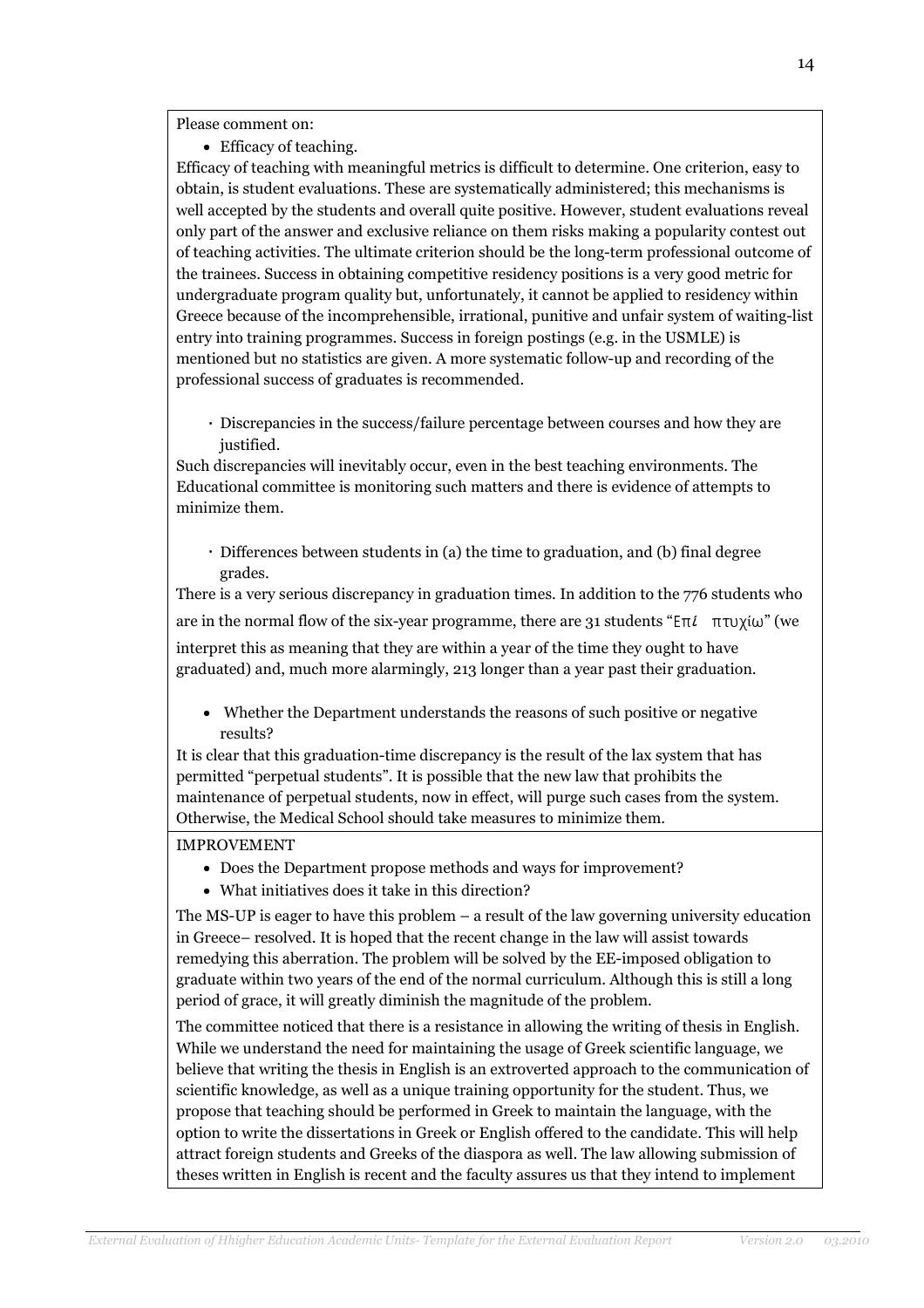Please comment on:

- Efficacy of teaching.

Efficacy of teaching with meaningful metrics is difficult to determine. One criterion, easy to obtain, is student evaluations. These are systematically administered; this mechanisms is well accepted by the students and overall quite positive. However, student evaluations reveal only part of the answer and exclusive reliance on them risks making a popularity contest out of teaching activities. The ultimate criterion should be the long-term professional outcome of the trainees. Success in obtaining competitive residency positions is a very good metric for undergraduate program quality but, unfortunately, it cannot be applied to residency within Greece because of the incomprehensible, irrational, punitive and unfair system of waiting-list entry into training programmes. Success in foreign postings (e.g. in the USMLE) is mentioned but no statistics are given. A more systematic follow-up and recording of the professional success of graduates is recommended.

- Discrepancies in the success/failure percentage between courses and how they are justified.

Such discrepancies will inevitably occur, even in the best teaching environments. The Educational committee is monitoring such matters and there is evidence of attempts to minimize them.

- Differences between students in (a) the time to graduation, and (b) final degree grades.

There is a very serious discrepancy in graduation times. In addition to the 776 students who are in the normal flow of the six-year programme, there are 31 students "Επί πτυχίω" (we interpret this as meaning that they are within a year of the time they ought to have graduated) and, much more alarmingly, 213 longer than a year past their graduation.

- Whether the Department understands the reasons of such positive or negative results?

It is clear that this graduation-time discrepancy is the result of the lax system that has permitted "perpetual students". It is possible that the new law that prohibits the maintenance of perpetual students, now in effect, will purge such cases from the system. Otherwise, the Medical School should take measures to minimize them.

IMPROVEMENT

- Does the Department propose methods and ways for improvement?
- What initiatives does it take in this direction?

The MS-UP is eager to have this problem – a result of the law governing university education in Greece– resolved. It is hoped that the recent change in the law will assist towards remedying this aberration. The problem will be solved by the EE-imposed obligation to graduate within two years of the end of the normal curriculum. Although this is still a long period of grace, it will greatly diminish the magnitude of the problem.

The committee noticed that there is a resistance in allowing the writing of thesis in English. While we understand the need for maintaining the usage of Greek scientific language, we believe that writing the thesis in English is an extroverted approach to the communication of scientific knowledge, as well as a unique training opportunity for the student. Thus, we propose that teaching should be performed in Greek to maintain the language, with the option to write the dissertations in Greek or English offered to the candidate. This will help attract foreign students and Greeks of the diaspora as well. The law allowing submission of theses written in English is recent and the faculty assures us that they intend to implement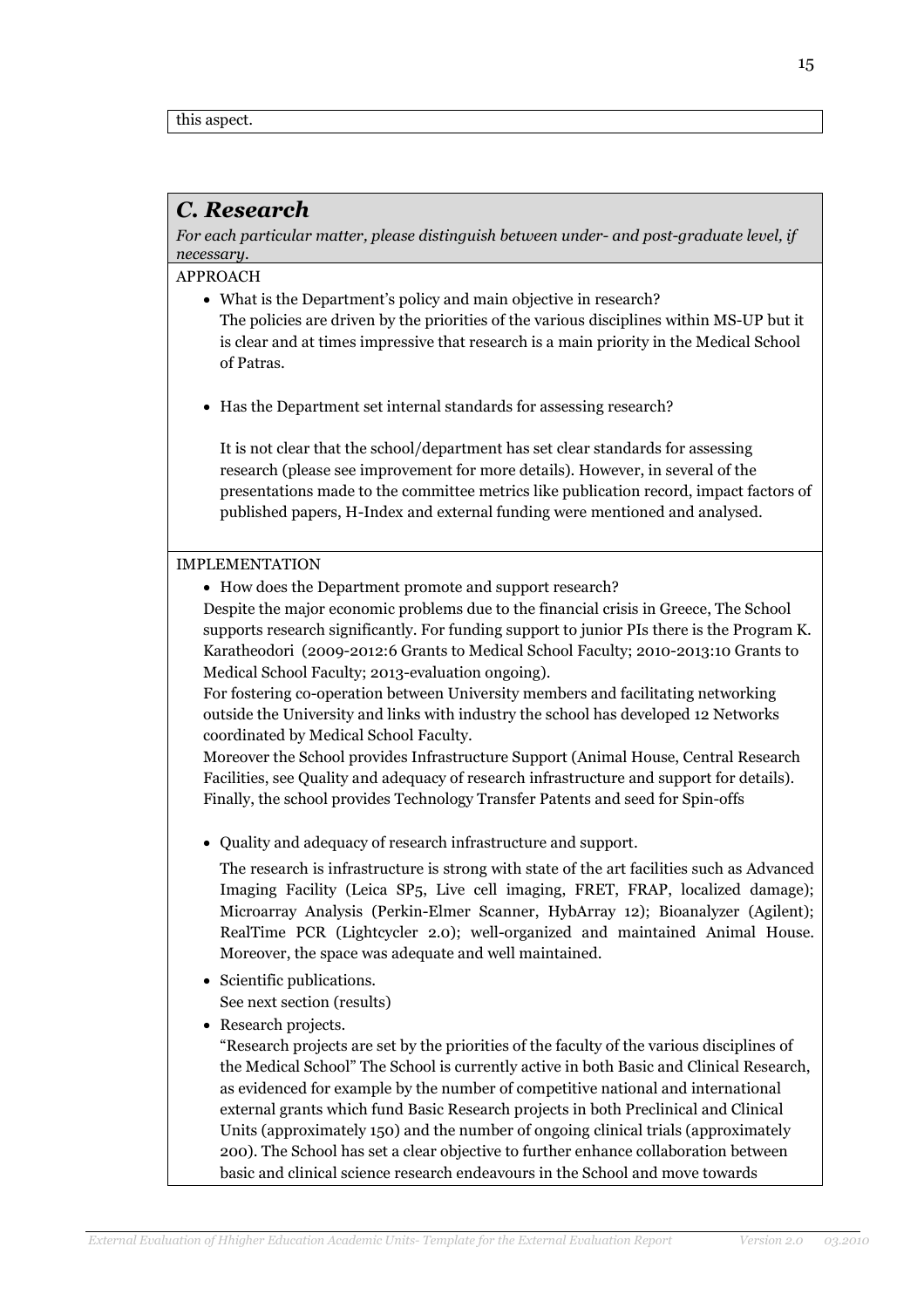this aspect.

## *C. Research*

*For each particular matter, please distinguish between under- and post-graduate level, if necessary.*

APPROACH

- What is the Department's policy and main objective in research?
  The policies are driven by the priorities of the various disciplines within MS-UP but it is clear and at times impressive that research is a main priority in the Medical School of Patras.

- Has the Department set internal standards for assessing research?

  It is not clear that the school/department has set clear standards for assessing research (please see improvement for more details). However, in several of the presentations made to the committee metrics like publication record, impact factors of published papers, H-Index and external funding were mentioned and analysed.

IMPLEMENTATION

- How does the Department promote and support research?

Despite the major economic problems due to the financial crisis in Greece, The School supports research significantly. For funding support to junior PIs there is the Program K. Karatheodori (2009-2012:6 Grants to Medical School Faculty; 2010-2013:10 Grants to Medical School Faculty; 2013-evaluation ongoing).

For fostering co-operation between University members and facilitating networking outside the University and links with industry the school has developed 12 Networks coordinated by Medical School Faculty.

Moreover the School provides Infrastructure Support (Animal House, Central Research Facilities, see Quality and adequacy of research infrastructure and support for details). Finally, the school provides Technology Transfer Patents and seed for Spin-offs

- Quality and adequacy of research infrastructure and support.

  The research is infrastructure is strong with state of the art facilities such as Advanced Imaging Facility (Leica SP5, Live cell imaging, FRET, FRAP, localized damage); Microarray Analysis (Perkin-Elmer Scanner, HybArray 12); Bioanalyzer (Agilent); RealTime PCR (Lightcycler 2.0); well-organized and maintained Animal House. Moreover, the space was adequate and well maintained.

- Scientific publications.
  See next section (results)
- Research projects.
  "Research projects are set by the priorities of the faculty of the various disciplines of the Medical School" The School is currently active in both Basic and Clinical Research, as evidenced for example by the number of competitive national and international external grants which fund Basic Research projects in both Preclinical and Clinical Units (approximately 150) and the number of ongoing clinical trials (approximately 200). The School has set a clear objective to further enhance collaboration between basic and clinical science research endeavours in the School and move towards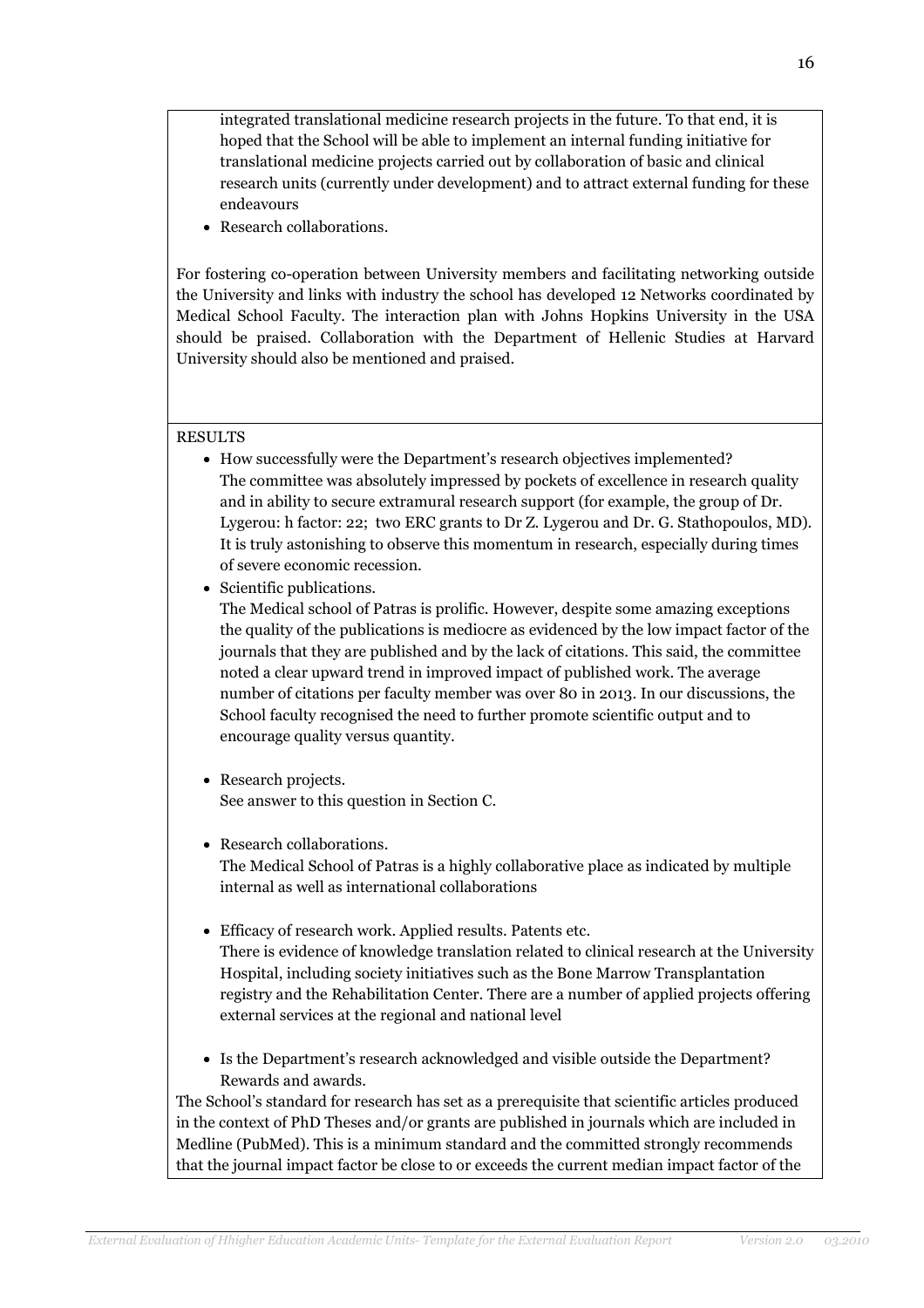integrated translational medicine research projects in the future. To that end, it is hoped that the School will be able to implement an internal funding initiative for translational medicine projects carried out by collaboration of basic and clinical research units (currently under development) and to attract external funding for these endeavours

- Research collaborations.

For fostering co-operation between University members and facilitating networking outside the University and links with industry the school has developed 12 Networks coordinated by Medical School Faculty. The interaction plan with Johns Hopkins University in the USA should be praised. Collaboration with the Department of Hellenic Studies at Harvard University should also be mentioned and praised.

RESULTS

- How successfully were the Department's research objectives implemented?
  The committee was absolutely impressed by pockets of excellence in research quality and in ability to secure extramural research support (for example, the group of Dr. Lygerou: h factor: 22; two ERC grants to Dr Z. Lygerou and Dr. G. Stathopoulos, MD). It is truly astonishing to observe this momentum in research, especially during times of severe economic recession.
- Scientific publications.
  The Medical school of Patras is prolific. However, despite some amazing exceptions the quality of the publications is mediocre as evidenced by the low impact factor of the journals that they are published and by the lack of citations. This said, the committee noted a clear upward trend in improved impact of published work. The average number of citations per faculty member was over 80 in 2013. In our discussions, the School faculty recognised the need to further promote scientific output and to encourage quality versus quantity.
- Research projects.
  See answer to this question in Section C.
- Research collaborations.
  The Medical School of Patras is a highly collaborative place as indicated by multiple internal as well as international collaborations
- Efficacy of research work. Applied results. Patents etc.
  There is evidence of knowledge translation related to clinical research at the University Hospital, including society initiatives such as the Bone Marrow Transplantation registry and the Rehabilitation Center. There are a number of applied projects offering external services at the regional and national level
- Is the Department's research acknowledged and visible outside the Department? Rewards and awards.

The School's standard for research has set as a prerequisite that scientific articles produced in the context of PhD Theses and/or grants are published in journals which are included in Medline (PubMed). This is a minimum standard and the committed strongly recommends that the journal impact factor be close to or exceeds the current median impact factor of the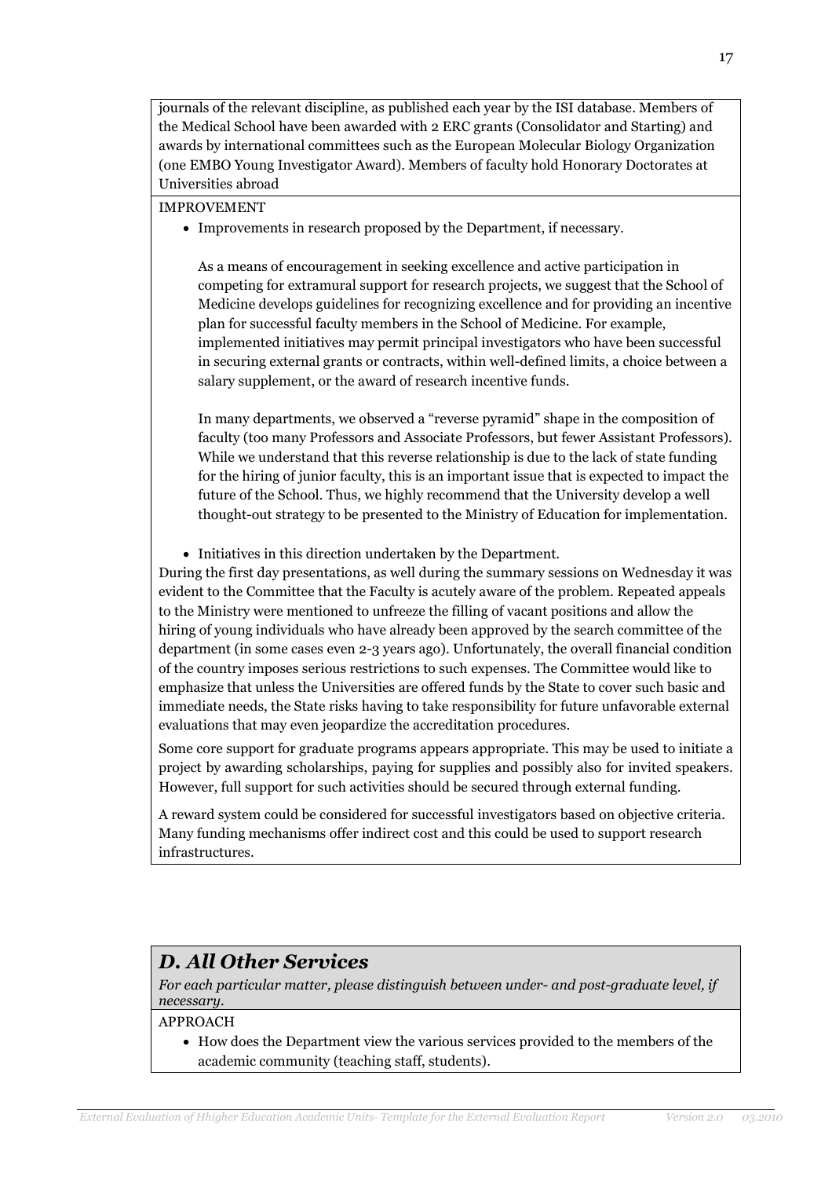journals of the relevant discipline, as published each year by the ISI database. Members of the Medical School have been awarded with 2 ERC grants (Consolidator and Starting) and awards by international committees such as the European Molecular Biology Organization (one EMBO Young Investigator Award). Members of faculty hold Honorary Doctorates at Universities abroad

IMPROVEMENT

- Improvements in research proposed by the Department, if necessary.

  As a means of encouragement in seeking excellence and active participation in competing for extramural support for research projects, we suggest that the School of Medicine develops guidelines for recognizing excellence and for providing an incentive plan for successful faculty members in the School of Medicine. For example, implemented initiatives may permit principal investigators who have been successful in securing external grants or contracts, within well-defined limits, a choice between a salary supplement, or the award of research incentive funds.

  In many departments, we observed a "reverse pyramid" shape in the composition of faculty (too many Professors and Associate Professors, but fewer Assistant Professors). While we understand that this reverse relationship is due to the lack of state funding for the hiring of junior faculty, this is an important issue that is expected to impact the future of the School. Thus, we highly recommend that the University develop a well thought-out strategy to be presented to the Ministry of Education for implementation.

- Initiatives in this direction undertaken by the Department.

During the first day presentations, as well during the summary sessions on Wednesday it was evident to the Committee that the Faculty is acutely aware of the problem. Repeated appeals to the Ministry were mentioned to unfreeze the filling of vacant positions and allow the hiring of young individuals who have already been approved by the search committee of the department (in some cases even 2-3 years ago). Unfortunately, the overall financial condition of the country imposes serious restrictions to such expenses. The Committee would like to emphasize that unless the Universities are offered funds by the State to cover such basic and immediate needs, the State risks having to take responsibility for future unfavorable external evaluations that may even jeopardize the accreditation procedures.

Some core support for graduate programs appears appropriate. This may be used to initiate a project by awarding scholarships, paying for supplies and possibly also for invited speakers. However, full support for such activities should be secured through external funding.

A reward system could be considered for successful investigators based on objective criteria. Many funding mechanisms offer indirect cost and this could be used to support research infrastructures.

## *D. All Other Services*

*For each particular matter, please distinguish between under- and post-graduate level, if necessary.*

APPROACH

- How does the Department view the various services provided to the members of the academic community (teaching staff, students).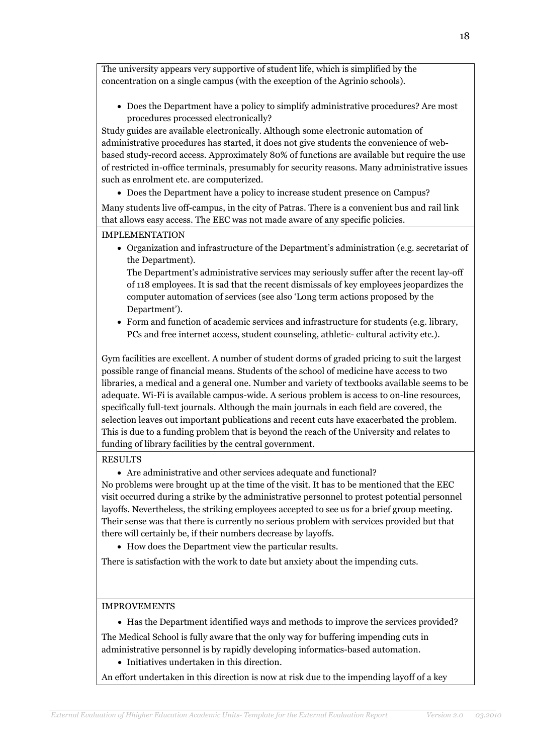The university appears very supportive of student life, which is simplified by the concentration on a single campus (with the exception of the Agrinio schools).

- Does the Department have a policy to simplify administrative procedures? Are most procedures processed electronically?

Study guides are available electronically. Although some electronic automation of administrative procedures has started, it does not give students the convenience of web-based study-record access. Approximately 80% of functions are available but require the use of restricted in-office terminals, presumably for security reasons. Many administrative issues such as enrolment etc. are computerized.

- Does the Department have a policy to increase student presence on Campus?

Many students live off-campus, in the city of Patras. There is a convenient bus and rail link that allows easy access. The EEC was not made aware of any specific policies.

IMPLEMENTATION

- Organization and infrastructure of the Department's administration (e.g. secretariat of the Department).

  The Department's administrative services may seriously suffer after the recent lay-off of 118 employees. It is sad that the recent dismissals of key employees jeopardizes the computer automation of services (see also 'Long term actions proposed by the Department').

- Form and function of academic services and infrastructure for students (e.g. library, PCs and free internet access, student counseling, athletic- cultural activity etc.).

Gym facilities are excellent. A number of student dorms of graded pricing to suit the largest possible range of financial means. Students of the school of medicine have access to two libraries, a medical and a general one. Number and variety of textbooks available seems to be adequate. Wi-Fi is available campus-wide. A serious problem is access to on-line resources, specifically full-text journals. Although the main journals in each field are covered, the selection leaves out important publications and recent cuts have exacerbated the problem. This is due to a funding problem that is beyond the reach of the University and relates to funding of library facilities by the central government.

RESULTS

- Are administrative and other services adequate and functional?

No problems were brought up at the time of the visit. It has to be mentioned that the EEC visit occurred during a strike by the administrative personnel to protest potential personnel layoffs. Nevertheless, the striking employees accepted to see us for a brief group meeting. Their sense was that there is currently no serious problem with services provided but that there will certainly be, if their numbers decrease by layoffs.

- How does the Department view the particular results.

There is satisfaction with the work to date but anxiety about the impending cuts.

IMPROVEMENTS

- Has the Department identified ways and methods to improve the services provided?

The Medical School is fully aware that the only way for buffering impending cuts in administrative personnel is by rapidly developing informatics-based automation.

- Initiatives undertaken in this direction.

An effort undertaken in this direction is now at risk due to the impending layoff of a key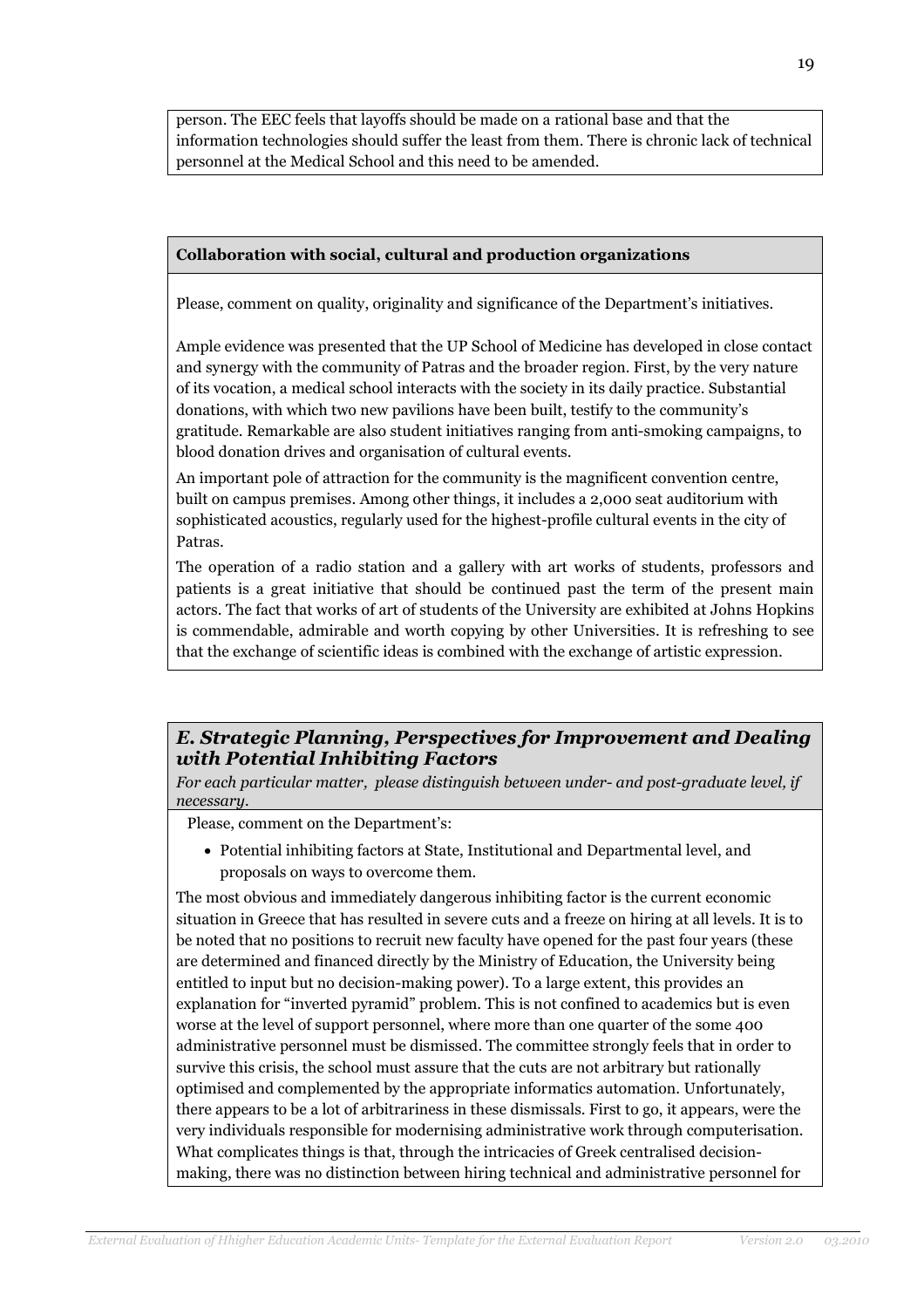person. The EEC feels that layoffs should be made on a rational base and that the information technologies should suffer the least from them. There is chronic lack of technical personnel at the Medical School and this need to be amended.

**Collaboration with social, cultural and production organizations**

Please, comment on quality, originality and significance of the Department's initiatives.

Ample evidence was presented that the UP School of Medicine has developed in close contact and synergy with the community of Patras and the broader region. First, by the very nature of its vocation, a medical school interacts with the society in its daily practice. Substantial donations, with which two new pavilions have been built, testify to the community's gratitude. Remarkable are also student initiatives ranging from anti-smoking campaigns, to blood donation drives and organisation of cultural events.

An important pole of attraction for the community is the magnificent convention centre, built on campus premises. Among other things, it includes a 2,000 seat auditorium with sophisticated acoustics, regularly used for the highest-profile cultural events in the city of Patras.

The operation of a radio station and a gallery with art works of students, professors and patients is a great initiative that should be continued past the term of the present main actors. The fact that works of art of students of the University are exhibited at Johns Hopkins is commendable, admirable and worth copying by other Universities. It is refreshing to see that the exchange of scientific ideas is combined with the exchange of artistic expression.

## *E. Strategic Planning, Perspectives for Improvement and Dealing with Potential Inhibiting Factors*

*For each particular matter, please distinguish between under- and post-graduate level, if necessary.*

Please, comment on the Department's:

- Potential inhibiting factors at State, Institutional and Departmental level, and proposals on ways to overcome them.

The most obvious and immediately dangerous inhibiting factor is the current economic situation in Greece that has resulted in severe cuts and a freeze on hiring at all levels. It is to be noted that no positions to recruit new faculty have opened for the past four years (these are determined and financed directly by the Ministry of Education, the University being entitled to input but no decision-making power). To a large extent, this provides an explanation for "inverted pyramid" problem. This is not confined to academics but is even worse at the level of support personnel, where more than one quarter of the some 400 administrative personnel must be dismissed. The committee strongly feels that in order to survive this crisis, the school must assure that the cuts are not arbitrary but rationally optimised and complemented by the appropriate informatics automation. Unfortunately, there appears to be a lot of arbitrariness in these dismissals. First to go, it appears, were the very individuals responsible for modernising administrative work through computerisation. What complicates things is that, through the intricacies of Greek centralised decision-making, there was no distinction between hiring technical and administrative personnel for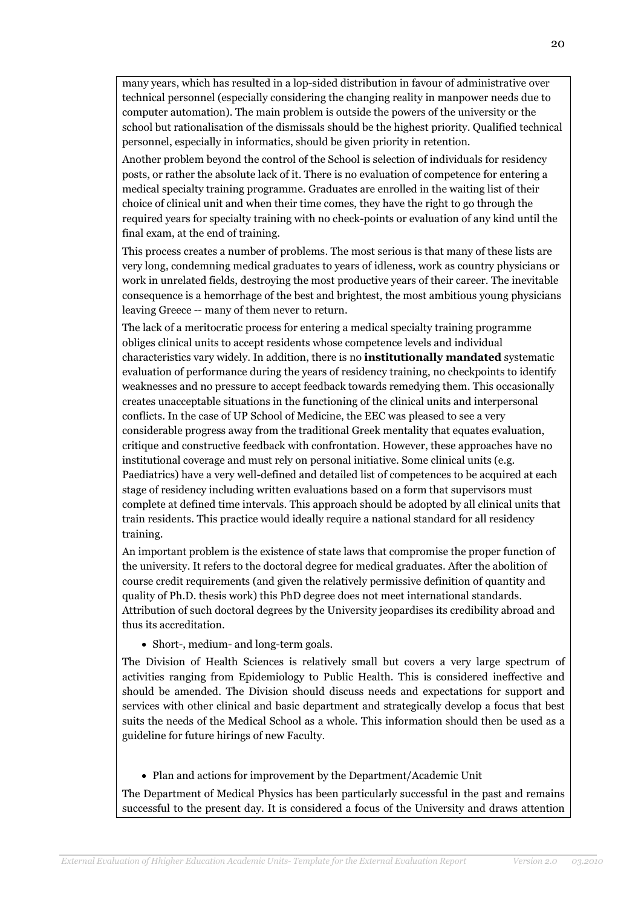many years, which has resulted in a lop-sided distribution in favour of administrative over technical personnel (especially considering the changing reality in manpower needs due to computer automation). The main problem is outside the powers of the university or the school but rationalisation of the dismissals should be the highest priority. Qualified technical personnel, especially in informatics, should be given priority in retention.

Another problem beyond the control of the School is selection of individuals for residency posts, or rather the absolute lack of it. There is no evaluation of competence for entering a medical specialty training programme. Graduates are enrolled in the waiting list of their choice of clinical unit and when their time comes, they have the right to go through the required years for specialty training with no check-points or evaluation of any kind until the final exam, at the end of training.

This process creates a number of problems. The most serious is that many of these lists are very long, condemning medical graduates to years of idleness, work as country physicians or work in unrelated fields, destroying the most productive years of their career. The inevitable consequence is a hemorrhage of the best and brightest, the most ambitious young physicians leaving Greece -- many of them never to return.

The lack of a meritocratic process for entering a medical specialty training programme obliges clinical units to accept residents whose competence levels and individual characteristics vary widely. In addition, there is no **institutionally mandated** systematic evaluation of performance during the years of residency training, no checkpoints to identify weaknesses and no pressure to accept feedback towards remedying them. This occasionally creates unacceptable situations in the functioning of the clinical units and interpersonal conflicts. In the case of UP School of Medicine, the EEC was pleased to see a very considerable progress away from the traditional Greek mentality that equates evaluation, critique and constructive feedback with confrontation. However, these approaches have no institutional coverage and must rely on personal initiative. Some clinical units (e.g. Paediatrics) have a very well-defined and detailed list of competences to be acquired at each stage of residency including written evaluations based on a form that supervisors must complete at defined time intervals. This approach should be adopted by all clinical units that train residents. This practice would ideally require a national standard for all residency training.

An important problem is the existence of state laws that compromise the proper function of the university. It refers to the doctoral degree for medical graduates. After the abolition of course credit requirements (and given the relatively permissive definition of quantity and quality of Ph.D. thesis work) this PhD degree does not meet international standards. Attribution of such doctoral degrees by the University jeopardises its credibility abroad and thus its accreditation.

- Short-, medium- and long-term goals.

The Division of Health Sciences is relatively small but covers a very large spectrum of activities ranging from Epidemiology to Public Health. This is considered ineffective and should be amended. The Division should discuss needs and expectations for support and services with other clinical and basic department and strategically develop a focus that best suits the needs of the Medical School as a whole. This information should then be used as a guideline for future hirings of new Faculty.

- Plan and actions for improvement by the Department/Academic Unit

The Department of Medical Physics has been particularly successful in the past and remains successful to the present day. It is considered a focus of the University and draws attention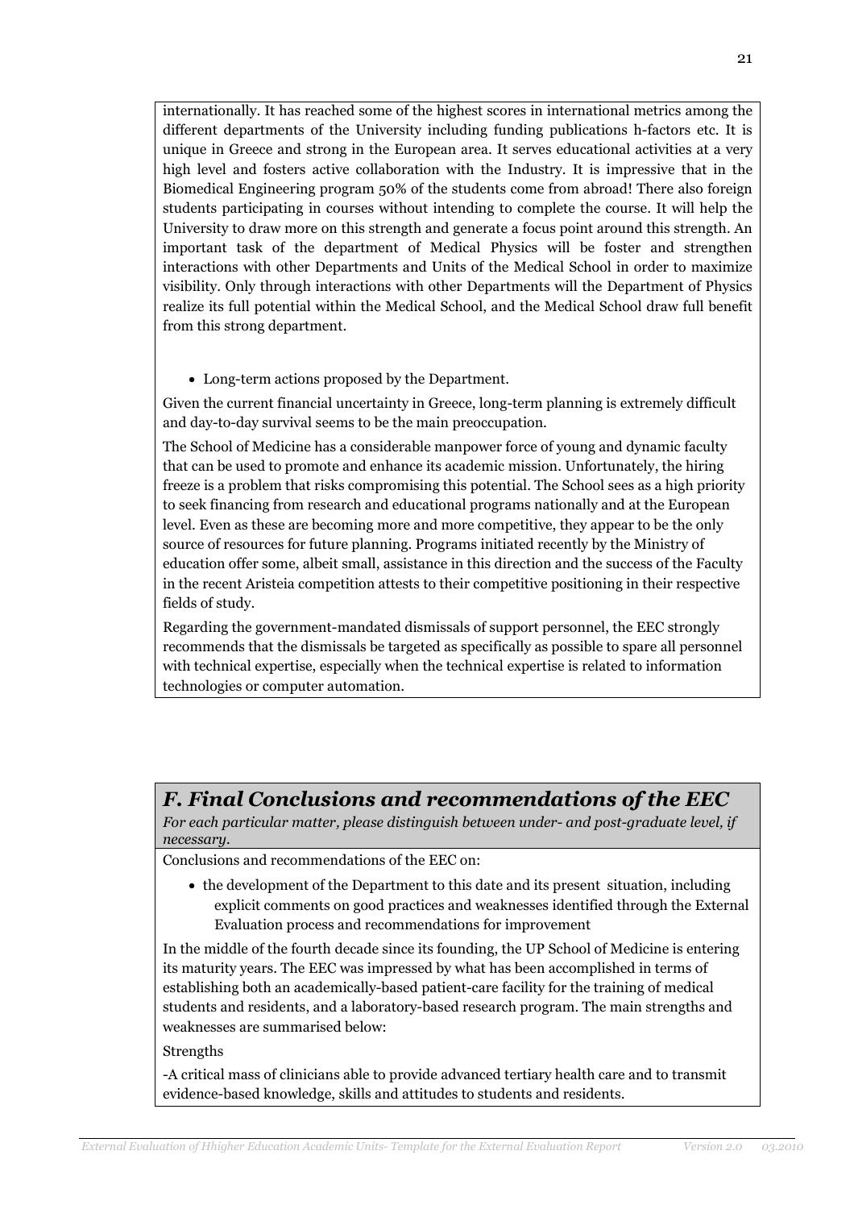internationally. It has reached some of the highest scores in international metrics among the different departments of the University including funding publications h-factors etc. It is unique in Greece and strong in the European area. It serves educational activities at a very high level and fosters active collaboration with the Industry. It is impressive that in the Biomedical Engineering program 50% of the students come from abroad! There also foreign students participating in courses without intending to complete the course. It will help the University to draw more on this strength and generate a focus point around this strength. An important task of the department of Medical Physics will be foster and strengthen interactions with other Departments and Units of the Medical School in order to maximize visibility. Only through interactions with other Departments will the Department of Physics realize its full potential within the Medical School, and the Medical School draw full benefit from this strong department.

- Long-term actions proposed by the Department.

Given the current financial uncertainty in Greece, long-term planning is extremely difficult and day-to-day survival seems to be the main preoccupation.

The School of Medicine has a considerable manpower force of young and dynamic faculty that can be used to promote and enhance its academic mission. Unfortunately, the hiring freeze is a problem that risks compromising this potential. The School sees as a high priority to seek financing from research and educational programs nationally and at the European level. Even as these are becoming more and more competitive, they appear to be the only source of resources for future planning. Programs initiated recently by the Ministry of education offer some, albeit small, assistance in this direction and the success of the Faculty in the recent Aristeia competition attests to their competitive positioning in their respective fields of study.

Regarding the government-mandated dismissals of support personnel, the EEC strongly recommends that the dismissals be targeted as specifically as possible to spare all personnel with technical expertise, especially when the technical expertise is related to information technologies or computer automation.

## *F. Final Conclusions and recommendations of the EEC*

*For each particular matter, please distinguish between under- and post-graduate level, if necessary.*

Conclusions and recommendations of the EEC on:

- the development of the Department to this date and its present situation, including explicit comments on good practices and weaknesses identified through the External Evaluation process and recommendations for improvement

In the middle of the fourth decade since its founding, the UP School of Medicine is entering its maturity years. The EEC was impressed by what has been accomplished in terms of establishing both an academically-based patient-care facility for the training of medical students and residents, and a laboratory-based research program. The main strengths and weaknesses are summarised below:

Strengths

-A critical mass of clinicians able to provide advanced tertiary health care and to transmit evidence-based knowledge, skills and attitudes to students and residents.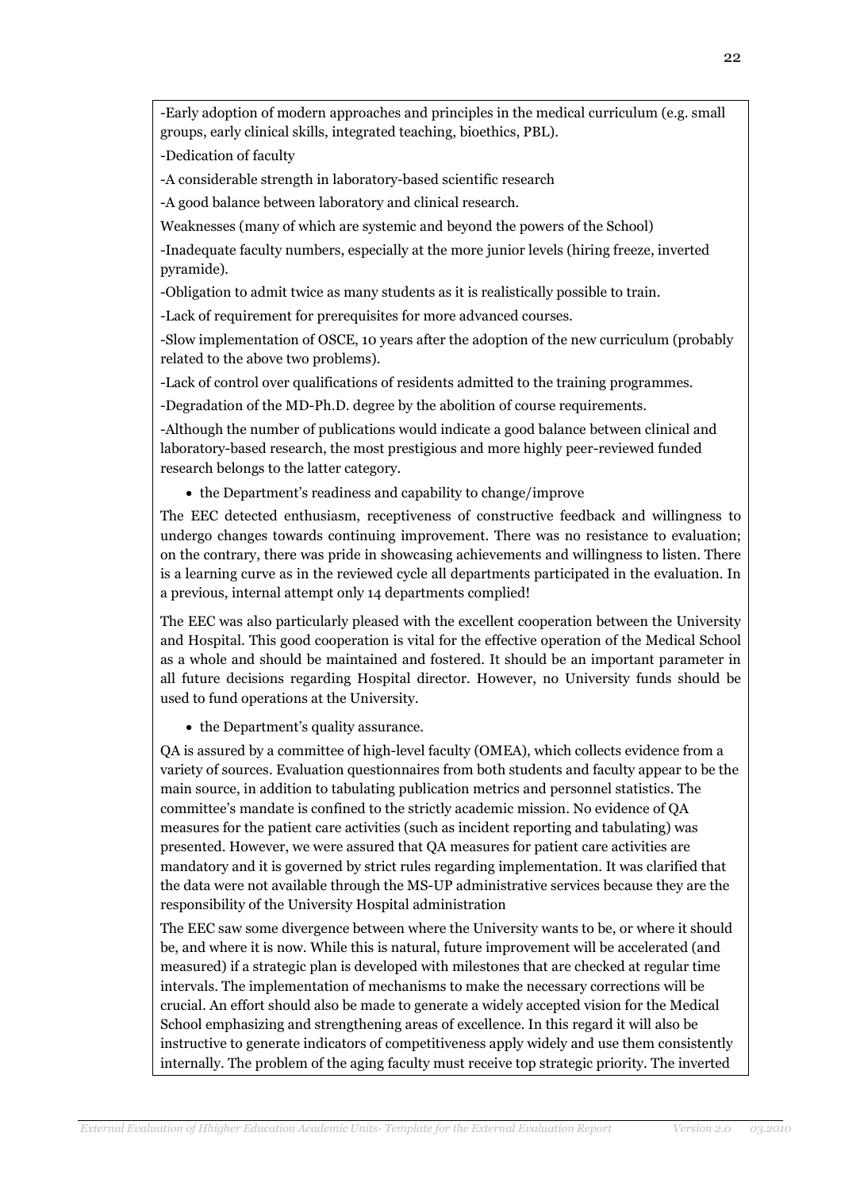-Early adoption of modern approaches and principles in the medical curriculum (e.g. small groups, early clinical skills, integrated teaching, bioethics, PBL).

-Dedication of faculty

-A considerable strength in laboratory-based scientific research

-A good balance between laboratory and clinical research.

Weaknesses (many of which are systemic and beyond the powers of the School)

-Inadequate faculty numbers, especially at the more junior levels (hiring freeze, inverted pyramide).

-Obligation to admit twice as many students as it is realistically possible to train.

-Lack of requirement for prerequisites for more advanced courses.

-Slow implementation of OSCE, 10 years after the adoption of the new curriculum (probably related to the above two problems).

-Lack of control over qualifications of residents admitted to the training programmes.

-Degradation of the MD-Ph.D. degree by the abolition of course requirements.

-Although the number of publications would indicate a good balance between clinical and laboratory-based research, the most prestigious and more highly peer-reviewed funded research belongs to the latter category.

- the Department's readiness and capability to change/improve

The EEC detected enthusiasm, receptiveness of constructive feedback and willingness to undergo changes towards continuing improvement. There was no resistance to evaluation; on the contrary, there was pride in showcasing achievements and willingness to listen. There is a learning curve as in the reviewed cycle all departments participated in the evaluation. In a previous, internal attempt only 14 departments complied!

The EEC was also particularly pleased with the excellent cooperation between the University and Hospital. This good cooperation is vital for the effective operation of the Medical School as a whole and should be maintained and fostered. It should be an important parameter in all future decisions regarding Hospital director. However, no University funds should be used to fund operations at the University.

- the Department's quality assurance.

QA is assured by a committee of high-level faculty (OMEA), which collects evidence from a variety of sources. Evaluation questionnaires from both students and faculty appear to be the main source, in addition to tabulating publication metrics and personnel statistics. The committee's mandate is confined to the strictly academic mission. No evidence of QA measures for the patient care activities (such as incident reporting and tabulating) was presented. However, we were assured that QA measures for patient care activities are mandatory and it is governed by strict rules regarding implementation. It was clarified that the data were not available through the MS-UP administrative services because they are the responsibility of the University Hospital administration

The EEC saw some divergence between where the University wants to be, or where it should be, and where it is now. While this is natural, future improvement will be accelerated (and measured) if a strategic plan is developed with milestones that are checked at regular time intervals. The implementation of mechanisms to make the necessary corrections will be crucial. An effort should also be made to generate a widely accepted vision for the Medical School emphasizing and strengthening areas of excellence. In this regard it will also be instructive to generate indicators of competitiveness apply widely and use them consistently internally. The problem of the aging faculty must receive top strategic priority. The inverted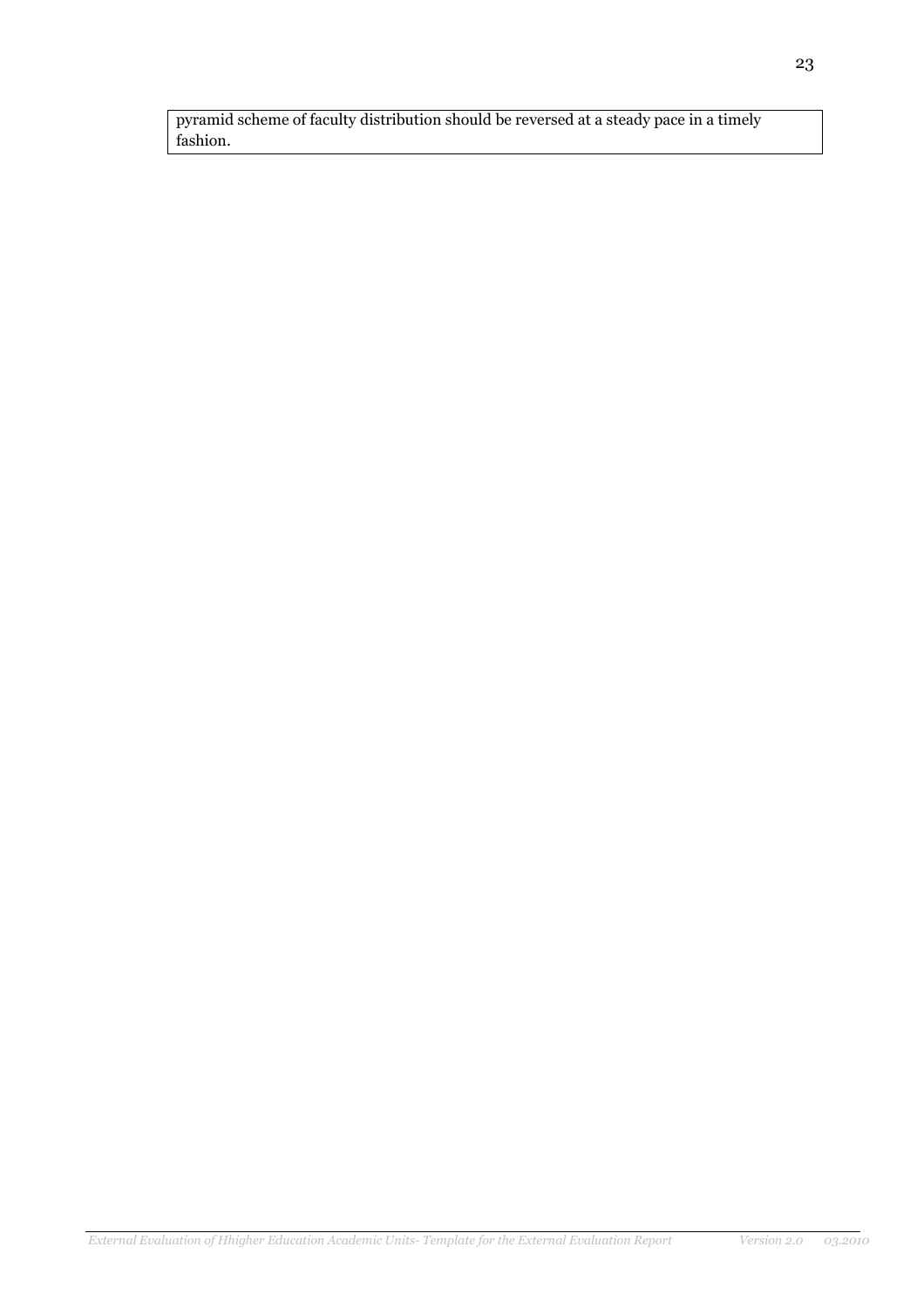pyramid scheme of faculty distribution should be reversed at a steady pace in a timely fashion.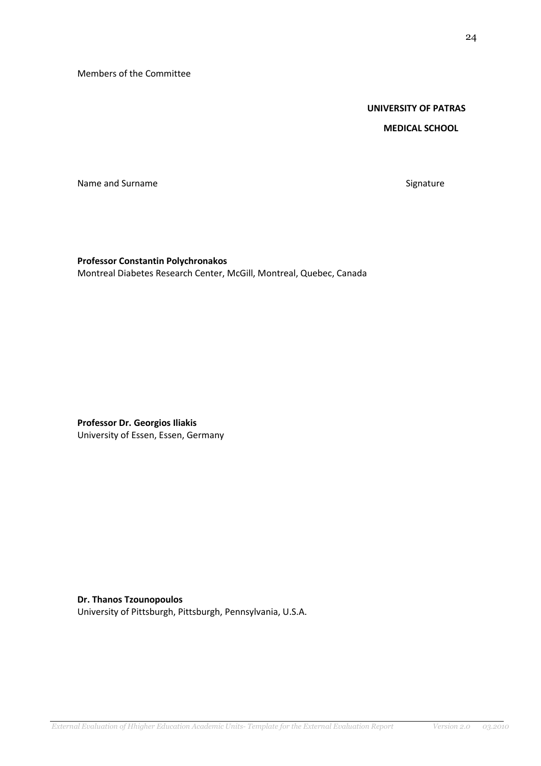Members of the Committee

**UNIVERSITY OF PATRAS**

**MEDICAL SCHOOL**

Name and Surname Signature

**Professor Constantin Polychronakos**
Montreal Diabetes Research Center, McGill, Montreal, Quebec, Canada

**Professor Dr. Georgios Iliakis**
University of Essen, Essen, Germany

**Dr. Thanos Tzounopoulos**
University of Pittsburgh, Pittsburgh, Pennsylvania, U.S.A.